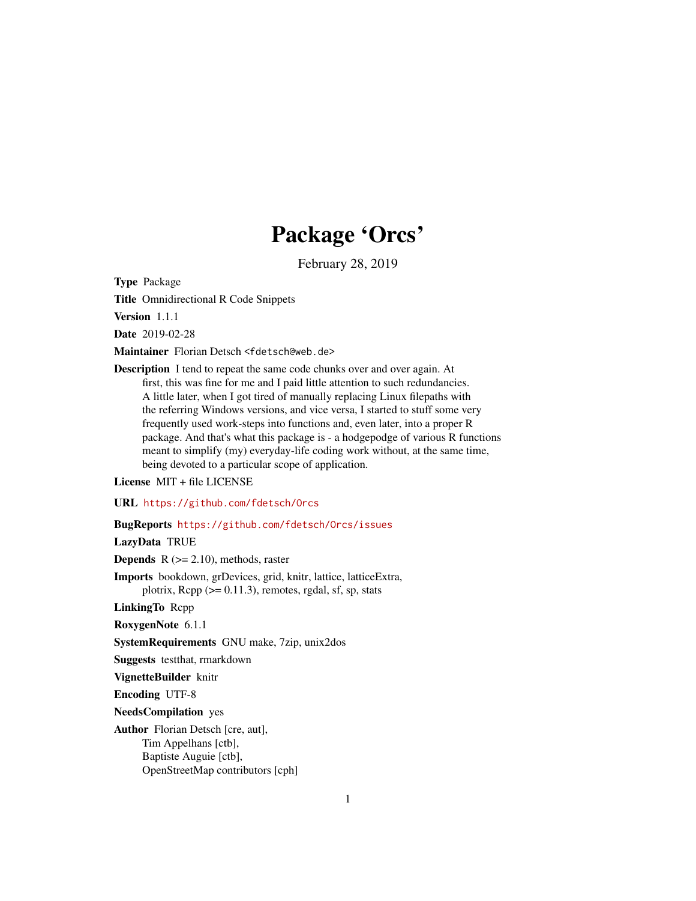# Package 'Orcs'

February 28, 2019

**Type** Package

**Title** Omnidirectional R Code Snippets

**Version** 1.1.1

**Date** 2019-02-28

**Maintainer** Florian Detsch <fdetsch@web.de>

**Description** I tend to repeat the same code chunks over and over again. At first, this was fine for me and I paid little attention to such redundancies. A little later, when I got tired of manually replacing Linux filepaths with the referring Windows versions, and vice versa, I started to stuff some very frequently used work-steps into functions and, even later, into a proper R package. And that's what this package is - a hodgepodge of various R functions meant to simplify (my) everyday-life coding work without, at the same time, being devoted to a particular scope of application.

**License** MIT + file LICENSE

**URL** https://github.com/fdetsch/Orcs

**BugReports** https://github.com/fdetsch/Orcs/issues

**LazyData** TRUE

**Depends** R (>= 2.10), methods, raster

**Imports** bookdown, grDevices, grid, knitr, lattice, latticeExtra, plotrix, Rcpp (>= 0.11.3), remotes, rgdal, sf, sp, stats

**LinkingTo** Rcpp

**RoxygenNote** 6.1.1

**SystemRequirements** GNU make, 7zip, unix2dos

**Suggests** testthat, rmarkdown

**VignetteBuilder** knitr

**Encoding** UTF-8

**NeedsCompilation** yes

**Author** Florian Detsch [cre, aut],
Tim Appelhans [ctb],
Baptiste Auguie [ctb],
OpenStreetMap contributors [cph]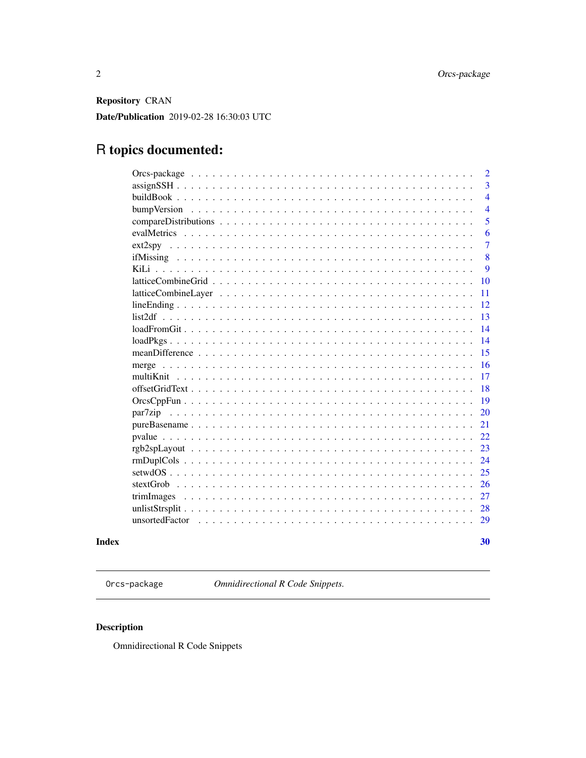**Repository** CRAN

**Date/Publication** 2019-02-28 16:30:03 UTC

# R topics documented:

| | |
|---|---|
| Orcs-package | 2 |
| assignSSH | 3 |
| buildBook | 4 |
| bumpVersion | 4 |
| compareDistributions | 5 |
| evalMetrics | 6 |
| ext2spy | 7 |
| ifMissing | 8 |
| KiLi | 9 |
| latticeCombineGrid | 10 |
| latticeCombineLayer | 11 |
| lineEnding | 12 |
| list2df | 13 |
| loadFromGit | 14 |
| loadPkgs | 14 |
| meanDifference | 15 |
| merge | 16 |
| multiKnit | 17 |
| offsetGridText | 18 |
| OrcsCppFun | 19 |
| par7zip | 20 |
| pureBasename | 21 |
| pvalue | 22 |
| rgb2spLayout | 23 |
| rmDuplCols | 24 |
| setwdOS | 25 |
| stextGrob | 26 |
| trimImages | 27 |
| unlistStrsplit | 28 |
| unsortedFactor | 29 |

**Index** **30**

---

`Orcs-package` *Omnidirectional R Code Snippets.*

---

### Description

Omnidirectional R Code Snippets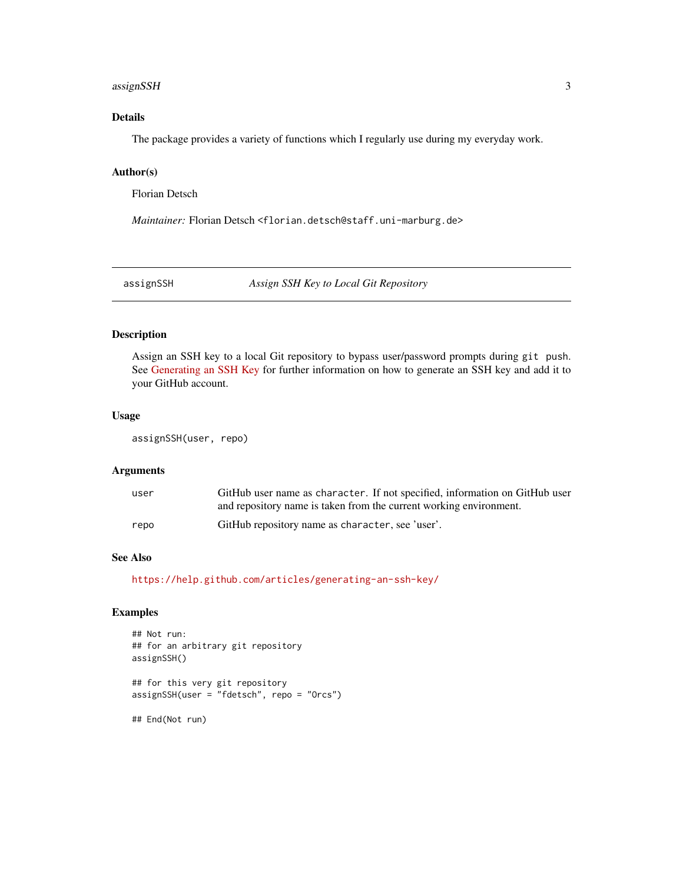### Details

The package provides a variety of functions which I regularly use during my everyday work.

### Author(s)

Florian Detsch

*Maintainer:* Florian Detsch <florian.detsch@staff.uni-marburg.de>

---

## assignSSH — *Assign SSH Key to Local Git Repository*

---

### Description

Assign an SSH key to a local Git repository to bypass user/password prompts during `git push`. See Generating an SSH Key for further information on how to generate an SSH key and add it to your GitHub account.

### Usage

```
assignSSH(user, repo)
```

### Arguments

| | |
|---|---|
| `user` | GitHub user name as `character`. If not specified, information on GitHub user and repository name is taken from the current working environment. |
| `repo` | GitHub repository name as `character`, see 'user'. |

### See Also

https://help.github.com/articles/generating-an-ssh-key/

### Examples

```
## Not run:
## for an arbitrary git repository
assignSSH()

## for this very git repository
assignSSH(user = "fdetsch", repo = "Orcs")

## End(Not run)
```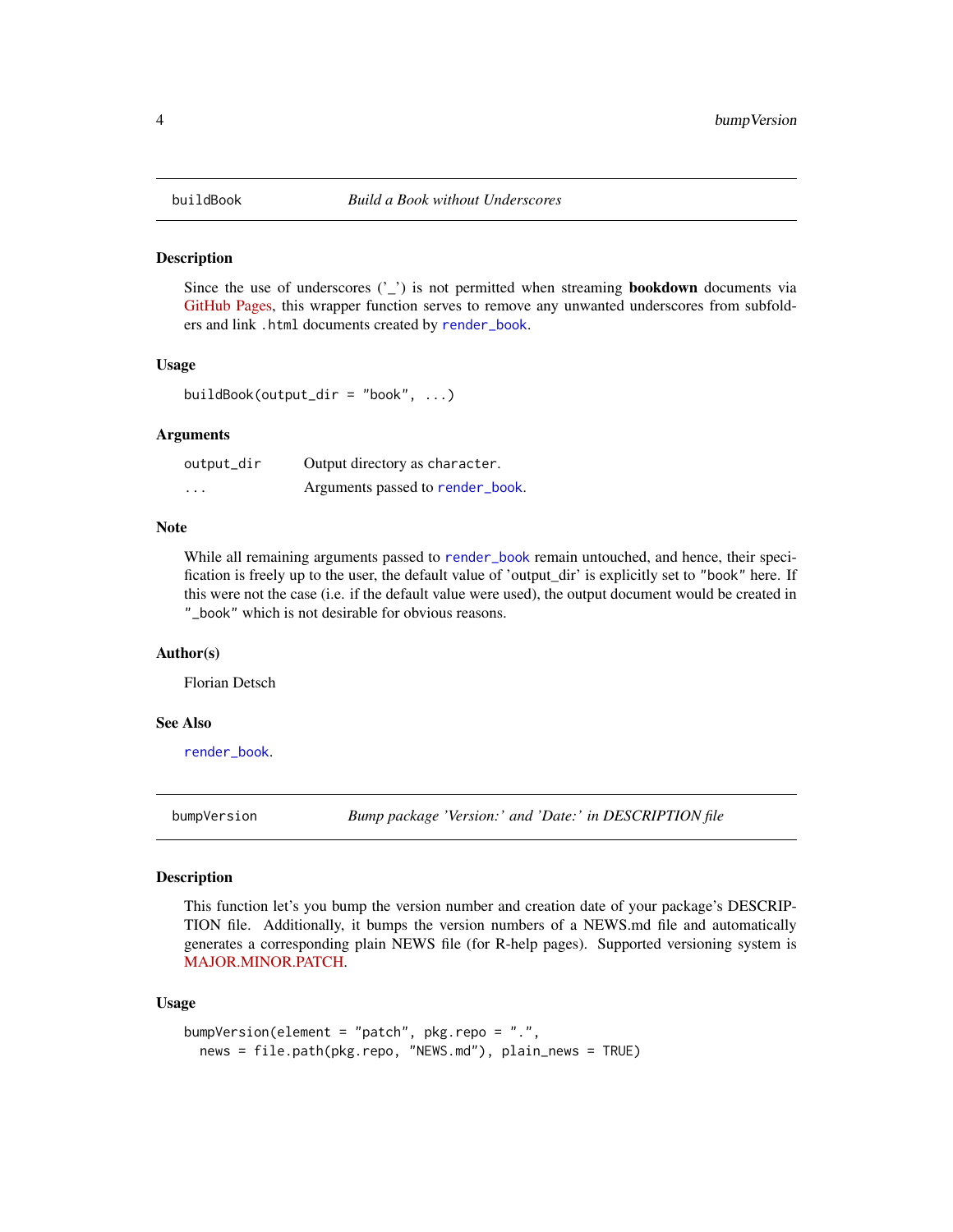## buildBook — *Build a Book without Underscores*

### Description

Since the use of underscores ('_') is not permitted when streaming **bookdown** documents via GitHub Pages, this wrapper function serves to remove any unwanted underscores from subfolders and link `.html` documents created by `render_book`.

### Usage

```
buildBook(output_dir = "book", ...)
```

### Arguments

| | |
|---|---|
| `output_dir` | Output directory as `character`. |
| `...` | Arguments passed to `render_book`. |

### Note

While all remaining arguments passed to `render_book` remain untouched, and hence, their specification is freely up to the user, the default value of 'output_dir' is explicitly set to `"book"` here. If this were not the case (i.e. if the default value were used), the output document would be created in `"_book"` which is not desirable for obvious reasons.

### Author(s)

Florian Detsch

### See Also

`render_book`.

## bumpVersion — *Bump package 'Version:' and 'Date:' in DESCRIPTION file*

### Description

This function let's you bump the version number and creation date of your package's DESCRIPTION file. Additionally, it bumps the version numbers of a NEWS.md file and automatically generates a corresponding plain NEWS file (for R-help pages). Supported versioning system is MAJOR.MINOR.PATCH.

### Usage

```
bumpVersion(element = "patch", pkg.repo = ".",
  news = file.path(pkg.repo, "NEWS.md"), plain_news = TRUE)
```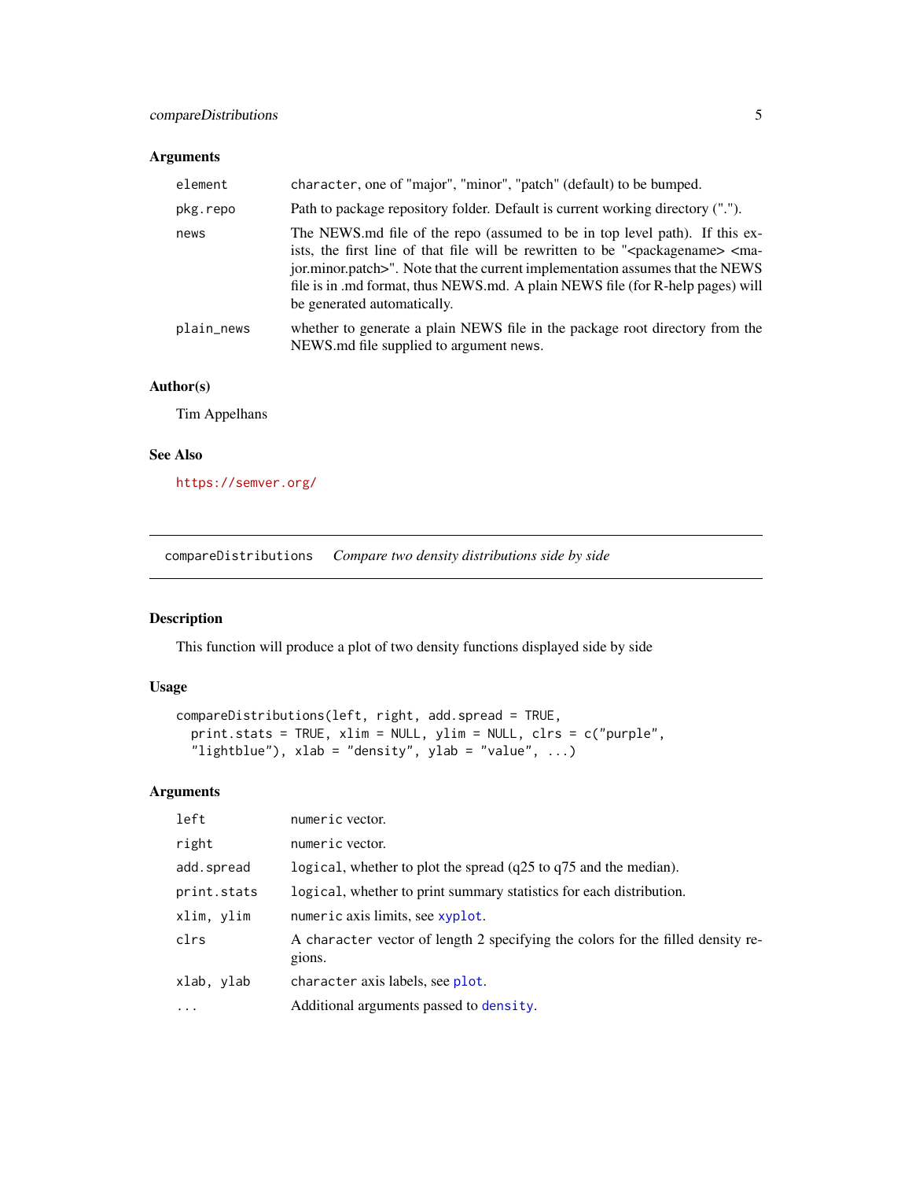### Arguments

| | |
|---|---|
| `element` | `character`, one of "major", "minor", "patch" (default) to be bumped. |
| `pkg.repo` | Path to package repository folder. Default is current working directory ("."). |
| `news` | The NEWS.md file of the repo (assumed to be in top level path). If this exists, the first line of that file will be rewritten to be "<packagename> <major.minor.patch>". Note that the current implementation assumes that the NEWS file is in .md format, thus NEWS.md. A plain NEWS file (for R-help pages) will be generated automatically. |
| `plain_news` | whether to generate a plain NEWS file in the package root directory from the NEWS.md file supplied to argument `news`. |

### Author(s)

Tim Appelhans

### See Also

https://semver.org/

---

## compareDistributions &nbsp;&nbsp; *Compare two density distributions side by side*

---

### Description

This function will produce a plot of two density functions displayed side by side

### Usage

```
compareDistributions(left, right, add.spread = TRUE,
  print.stats = TRUE, xlim = NULL, ylim = NULL, clrs = c("purple",
  "lightblue"), xlab = "density", ylab = "value", ...)
```

### Arguments

| | |
|---|---|
| `left` | `numeric` vector. |
| `right` | `numeric` vector. |
| `add.spread` | `logical`, whether to plot the spread (q25 to q75 and the median). |
| `print.stats` | `logical`, whether to print summary statistics for each distribution. |
| `xlim, ylim` | `numeric` axis limits, see `xyplot`. |
| `clrs` | A `character` vector of length 2 specifying the colors for the filled density regions. |
| `xlab, ylab` | `character` axis labels, see `plot`. |
| `...` | Additional arguments passed to `density`. |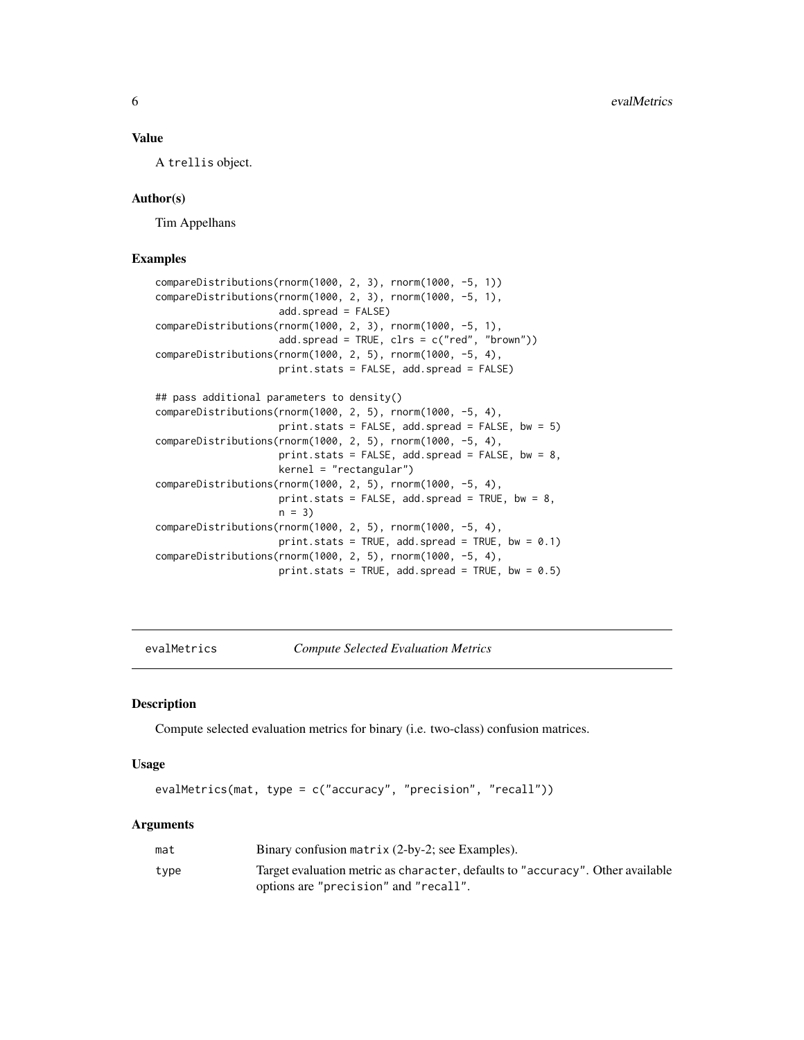## Value

A `trellis` object.

## Author(s)

Tim Appelhans

## Examples

```
compareDistributions(rnorm(1000, 2, 3), rnorm(1000, -5, 1))
compareDistributions(rnorm(1000, 2, 3), rnorm(1000, -5, 1),
                     add.spread = FALSE)
compareDistributions(rnorm(1000, 2, 3), rnorm(1000, -5, 1),
                     add.spread = TRUE, clrs = c("red", "brown"))
compareDistributions(rnorm(1000, 2, 5), rnorm(1000, -5, 4),
                     print.stats = FALSE, add.spread = FALSE)

## pass additional parameters to density()
compareDistributions(rnorm(1000, 2, 5), rnorm(1000, -5, 4),
                     print.stats = FALSE, add.spread = FALSE, bw = 5)
compareDistributions(rnorm(1000, 2, 5), rnorm(1000, -5, 4),
                     print.stats = FALSE, add.spread = FALSE, bw = 8,
                     kernel = "rectangular")
compareDistributions(rnorm(1000, 2, 5), rnorm(1000, -5, 4),
                     print.stats = FALSE, add.spread = TRUE, bw = 8,
                     n = 3)
compareDistributions(rnorm(1000, 2, 5), rnorm(1000, -5, 4),
                     print.stats = TRUE, add.spread = TRUE, bw = 0.1)
compareDistributions(rnorm(1000, 2, 5), rnorm(1000, -5, 4),
                     print.stats = TRUE, add.spread = TRUE, bw = 0.5)
```

---

# evalMetrics *Compute Selected Evaluation Metrics*

## Description

Compute selected evaluation metrics for binary (i.e. two-class) confusion matrices.

## Usage

```
evalMetrics(mat, type = c("accuracy", "precision", "recall"))
```

## Arguments

| | |
|---|---|
| `mat` | Binary confusion `matrix` (2-by-2; see Examples). |
| `type` | Target evaluation metric as `character`, defaults to `"accuracy"`. Other available options are `"precision"` and `"recall"`. |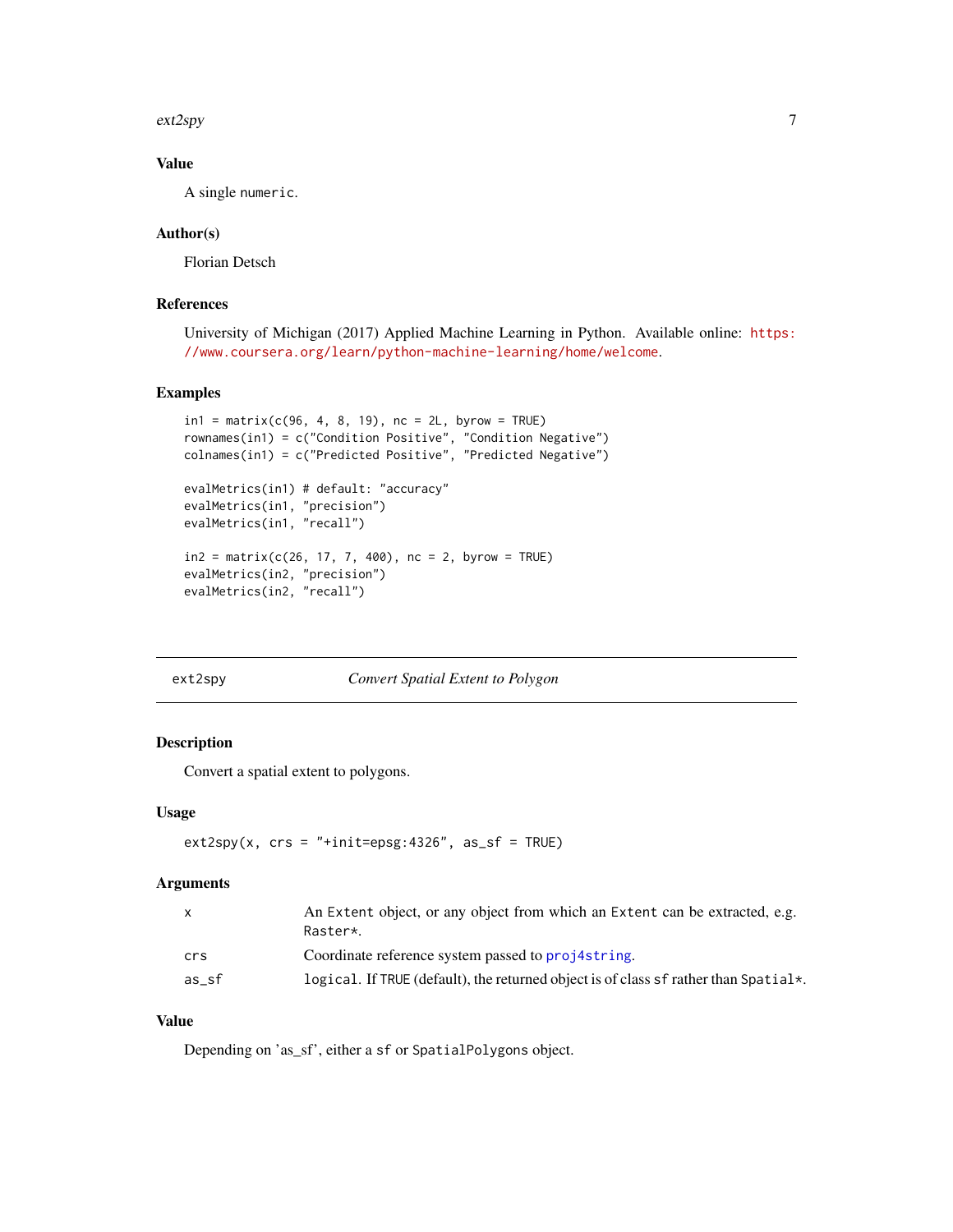### Value

A single numeric.

### Author(s)

Florian Detsch

### References

University of Michigan (2017) Applied Machine Learning in Python. Available online: https://www.coursera.org/learn/python-machine-learning/home/welcome.

### Examples

```
in1 = matrix(c(96, 4, 8, 19), nc = 2L, byrow = TRUE)
rownames(in1) = c("Condition Positive", "Condition Negative")
colnames(in1) = c("Predicted Positive", "Predicted Negative")

evalMetrics(in1) # default: "accuracy"
evalMetrics(in1, "precision")
evalMetrics(in1, "recall")

in2 = matrix(c(26, 17, 7, 400), nc = 2, byrow = TRUE)
evalMetrics(in2, "precision")
evalMetrics(in2, "recall")
```

---

## ext2spy — *Convert Spatial Extent to Polygon*

---

### Description

Convert a spatial extent to polygons.

### Usage

```
ext2spy(x, crs = "+init=epsg:4326", as_sf = TRUE)
```

### Arguments

| | |
|---|---|
| x | An Extent object, or any object from which an Extent can be extracted, e.g. Raster*. |
| crs | Coordinate reference system passed to proj4string. |
| as_sf | logical. If TRUE (default), the returned object is of class sf rather than Spatial*. |

### Value

Depending on 'as_sf', either a sf or SpatialPolygons object.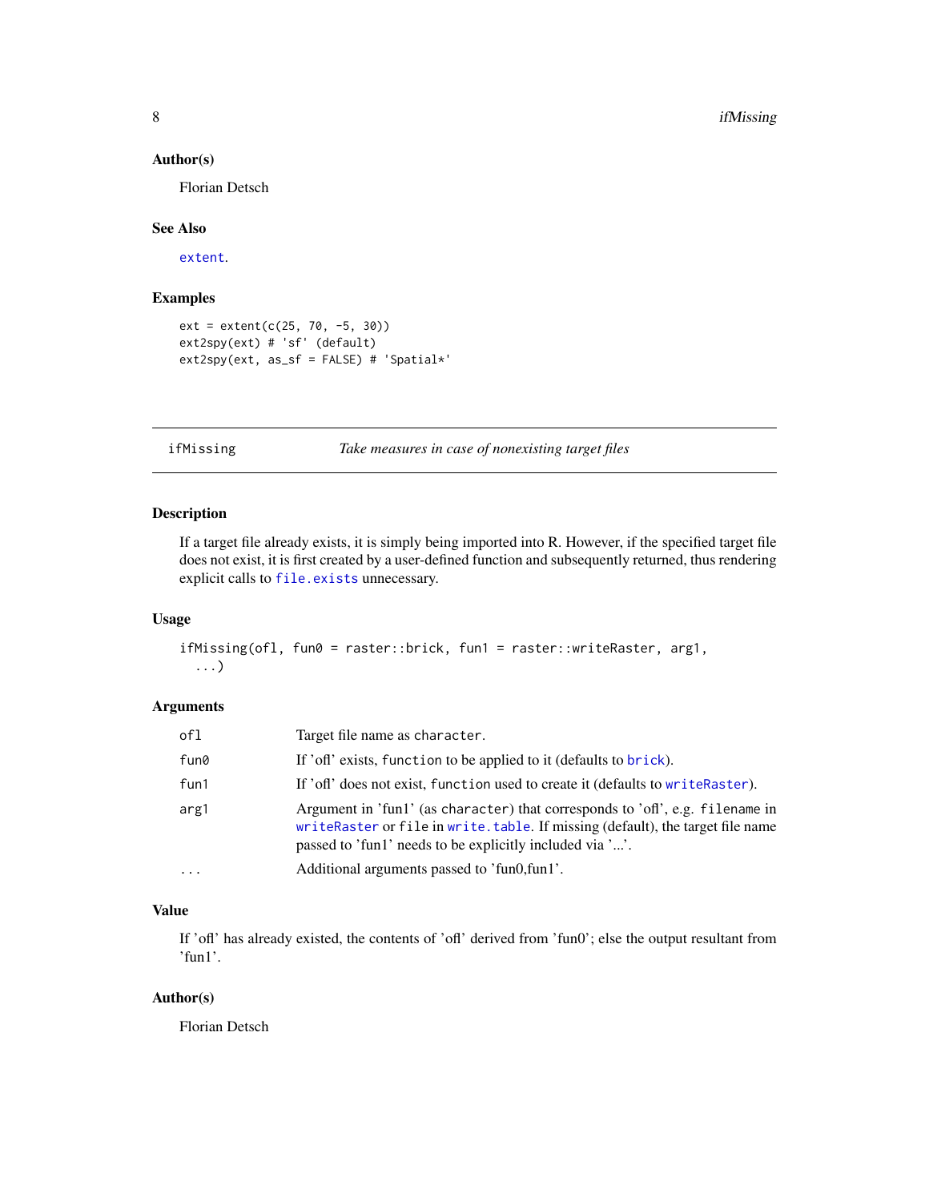### Author(s)

Florian Detsch

### See Also

`extent`.

### Examples

```
ext = extent(c(25, 70, -5, 30))
ext2spy(ext) # 'sf' (default)
ext2spy(ext, as_sf = FALSE) # 'Spatial*'
```

---

## ifMissing — *Take measures in case of nonexisting target files*

---

### Description

If a target file already exists, it is simply being imported into R. However, if the specified target file does not exist, it is first created by a user-defined function and subsequently returned, thus rendering explicit calls to `file.exists` unnecessary.

### Usage

```
ifMissing(ofl, fun0 = raster::brick, fun1 = raster::writeRaster, arg1,
  ...)
```

### Arguments

| | |
|---|---|
| `ofl` | Target file name as `character`. |
| `fun0` | If 'ofl' exists, `function` to be applied to it (defaults to `brick`). |
| `fun1` | If 'ofl' does not exist, `function` used to create it (defaults to `writeRaster`). |
| `arg1` | Argument in 'fun1' (as `character`) that corresponds to 'ofl', e.g. `filename` in `writeRaster` or `file` in `write.table`. If missing (default), the target file name passed to 'fun1' needs to be explicitly included via '...'. |
| `...` | Additional arguments passed to 'fun0,fun1'. |

### Value

If 'ofl' has already existed, the contents of 'ofl' derived from 'fun0'; else the output resultant from 'fun1'.

### Author(s)

Florian Detsch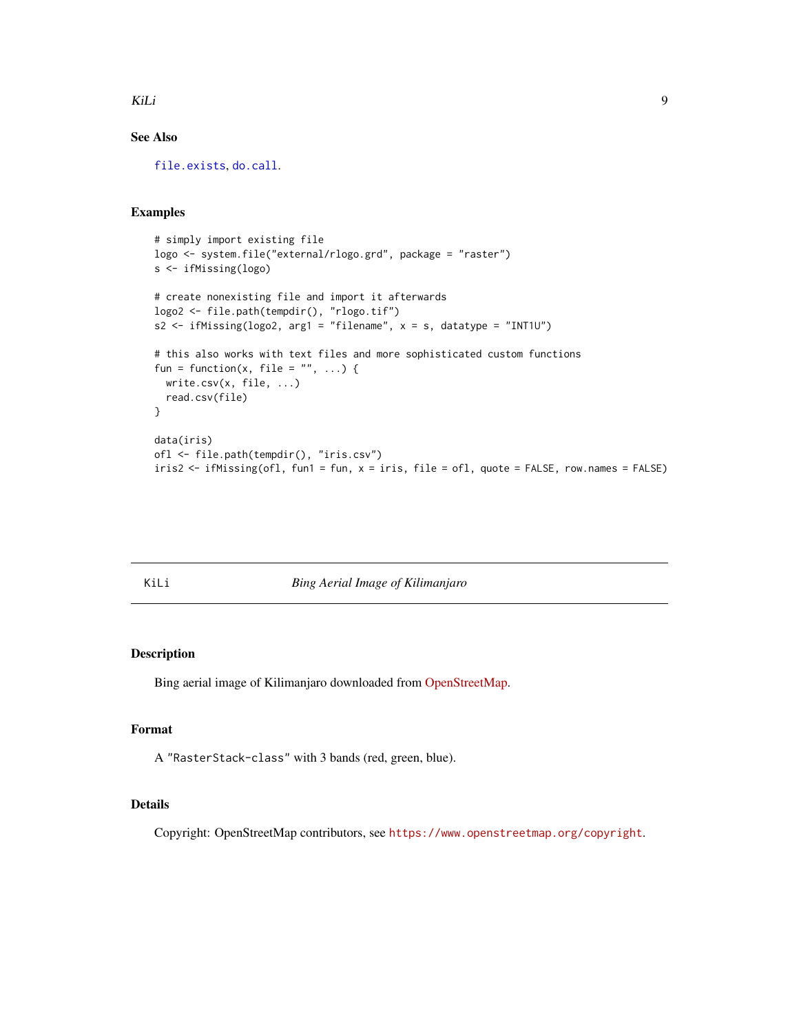### See Also

file.exists, do.call.

### Examples

```
# simply import existing file
logo <- system.file("external/rlogo.grd", package = "raster")
s <- ifMissing(logo)

# create nonexisting file and import it afterwards
logo2 <- file.path(tempdir(), "rlogo.tif")
s2 <- ifMissing(logo2, arg1 = "filename", x = s, datatype = "INT1U")

# this also works with text files and more sophisticated custom functions
fun = function(x, file = "", ...) {
  write.csv(x, file, ...)
  read.csv(file)
}

data(iris)
ofl <- file.path(tempdir(), "iris.csv")
iris2 <- ifMissing(ofl, fun1 = fun, x = iris, file = ofl, quote = FALSE, row.names = FALSE)
```

---

## KiLi — *Bing Aerial Image of Kilimanjaro*

### Description

Bing aerial image of Kilimanjaro downloaded from OpenStreetMap.

### Format

A "RasterStack-class" with 3 bands (red, green, blue).

### Details

Copyright: OpenStreetMap contributors, see https://www.openstreetmap.org/copyright.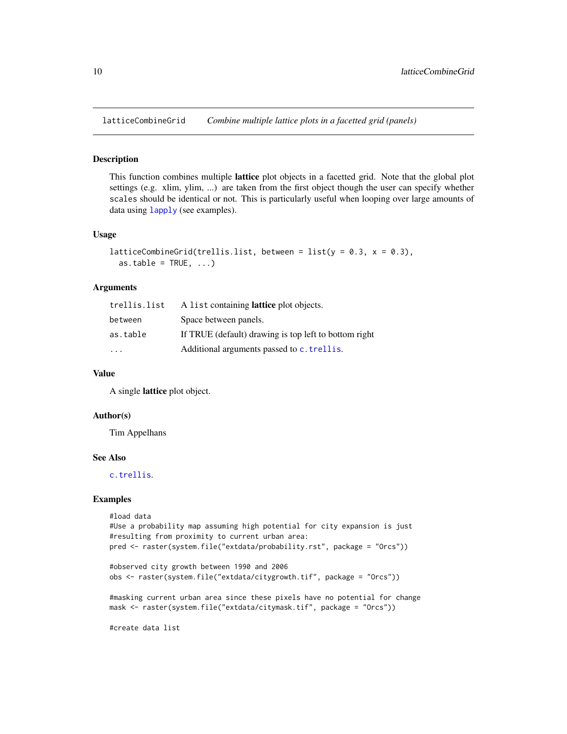## latticeCombineGrid *Combine multiple lattice plots in a facetted grid (panels)*

### Description

This function combines multiple **lattice** plot objects in a facetted grid. Note that the global plot settings (e.g. xlim, ylim, ...) are taken from the first object though the user can specify whether `scales` should be identical or not. This is particularly useful when looping over large amounts of data using `lapply` (see examples).

### Usage

```
latticeCombineGrid(trellis.list, between = list(y = 0.3, x = 0.3),
  as.table = TRUE, ...)
```

### Arguments

| | |
|---|---|
| `trellis.list` | A `list` containing **lattice** plot objects. |
| `between` | Space between panels. |
| `as.table` | If TRUE (default) drawing is top left to bottom right |
| `...` | Additional arguments passed to `c.trellis`. |

### Value

A single **lattice** plot object.

### Author(s)

Tim Appelhans

### See Also

`c.trellis`.

### Examples

```
#load data
#Use a probability map assuming high potential for city expansion is just
#resulting from proximity to current urban area:
pred <- raster(system.file("extdata/probability.rst", package = "Orcs"))

#observed city growth between 1990 and 2006
obs <- raster(system.file("extdata/citygrowth.tif", package = "Orcs"))

#masking current urban area since these pixels have no potential for change
mask <- raster(system.file("extdata/citymask.tif", package = "Orcs"))

#create data list
```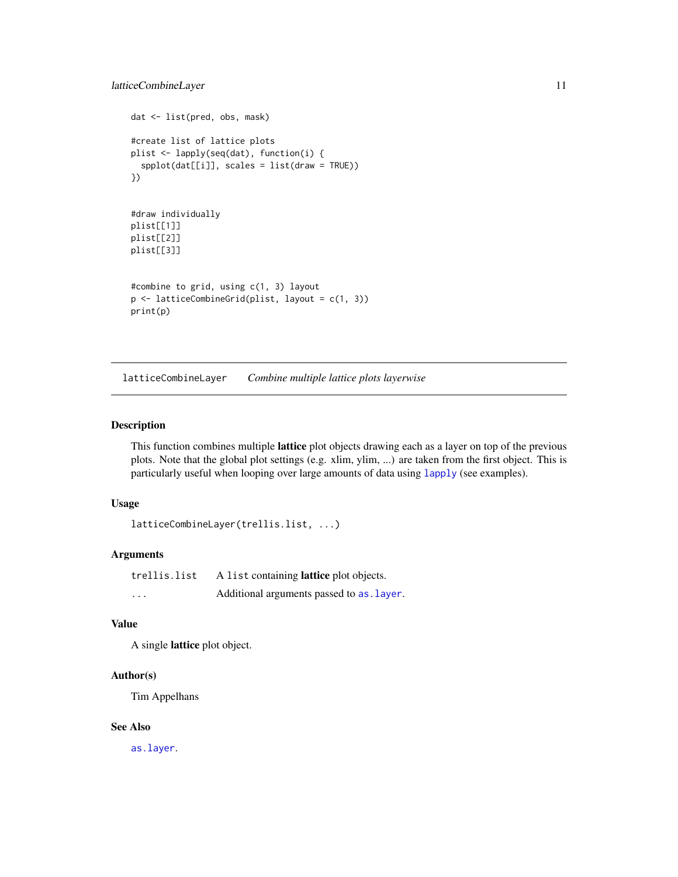```
dat <- list(pred, obs, mask)

#create list of lattice plots
plist <- lapply(seq(dat), function(i) {
  spplot(dat[[i]], scales = list(draw = TRUE))
})


#draw individually
plist[[1]]
plist[[2]]
plist[[3]]


#combine to grid, using c(1, 3) layout
p <- latticeCombineGrid(plist, layout = c(1, 3))
print(p)
```

---

## latticeCombineLayer *Combine multiple lattice plots layerwise*

---

### Description

This function combines multiple **lattice** plot objects drawing each as a layer on top of the previous plots. Note that the global plot settings (e.g. xlim, ylim, ...) are taken from the first object. This is particularly useful when looping over large amounts of data using `lapply` (see examples).

### Usage

```
latticeCombineLayer(trellis.list, ...)
```

### Arguments

| | |
|---|---|
| `trellis.list` | A `list` containing **lattice** plot objects. |
| `...` | Additional arguments passed to `as.layer`. |

### Value

A single **lattice** plot object.

### Author(s)

Tim Appelhans

### See Also

`as.layer`.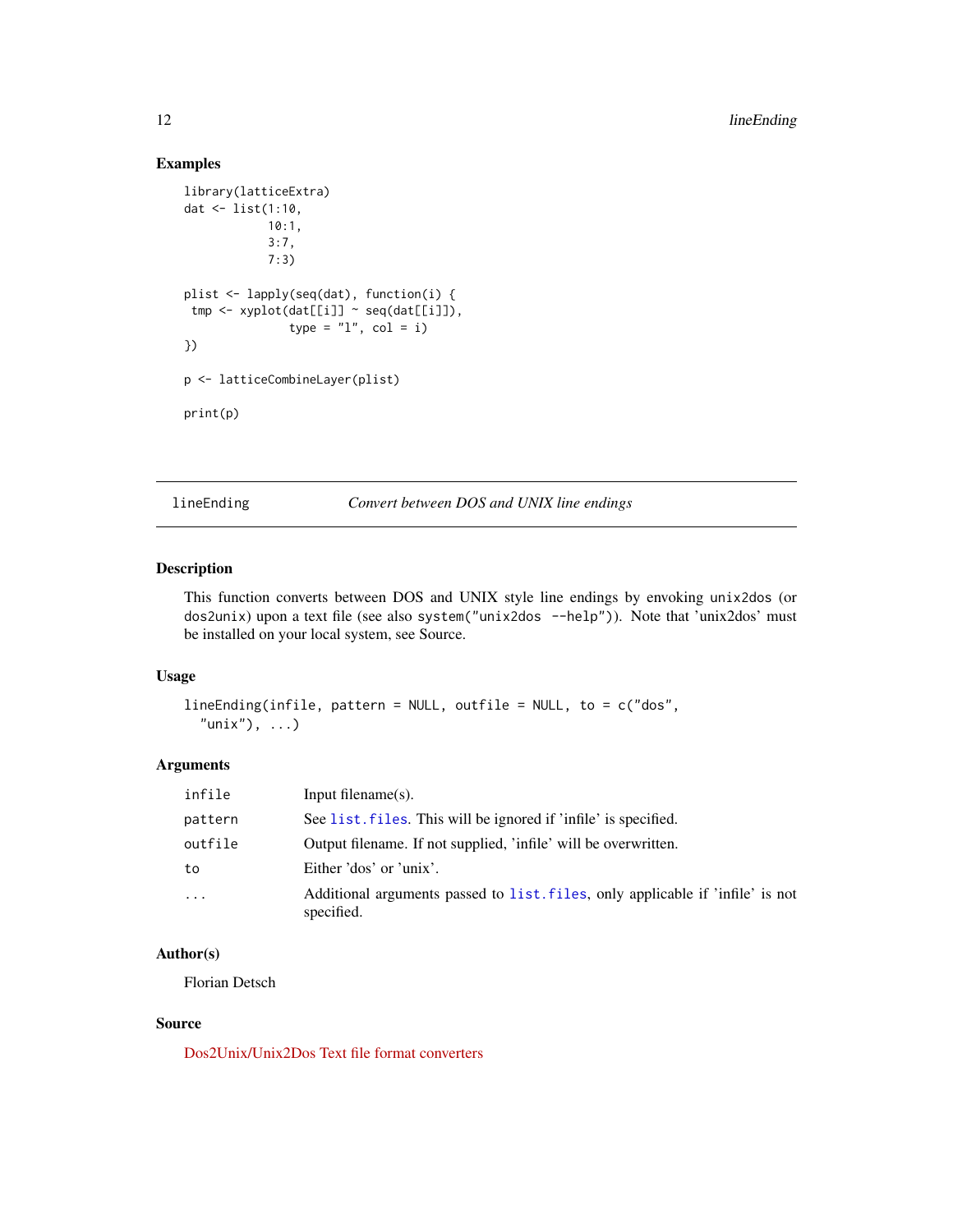## Examples

```
library(latticeExtra)
dat <- list(1:10,
            10:1,
            3:7,
            7:3)

plist <- lapply(seq(dat), function(i) {
 tmp <- xyplot(dat[[i]] ~ seq(dat[[i]]),
               type = "l", col = i)
})

p <- latticeCombineLayer(plist)

print(p)
```

---

lineEnding *Convert between DOS and UNIX line endings*

---

## Description

This function converts between DOS and UNIX style line endings by envoking `unix2dos` (or `dos2unix`) upon a text file (see also `system("unix2dos --help")`). Note that 'unix2dos' must be installed on your local system, see Source.

## Usage

```
lineEnding(infile, pattern = NULL, outfile = NULL, to = c("dos",
  "unix"), ...)
```

## Arguments

| | |
|---|---|
| infile | Input filename(s). |
| pattern | See list.files. This will be ignored if 'infile' is specified. |
| outfile | Output filename. If not supplied, 'infile' will be overwritten. |
| to | Either 'dos' or 'unix'. |
| ... | Additional arguments passed to list.files, only applicable if 'infile' is not specified. |

## Author(s)

Florian Detsch

## Source

Dos2Unix/Unix2Dos Text file format converters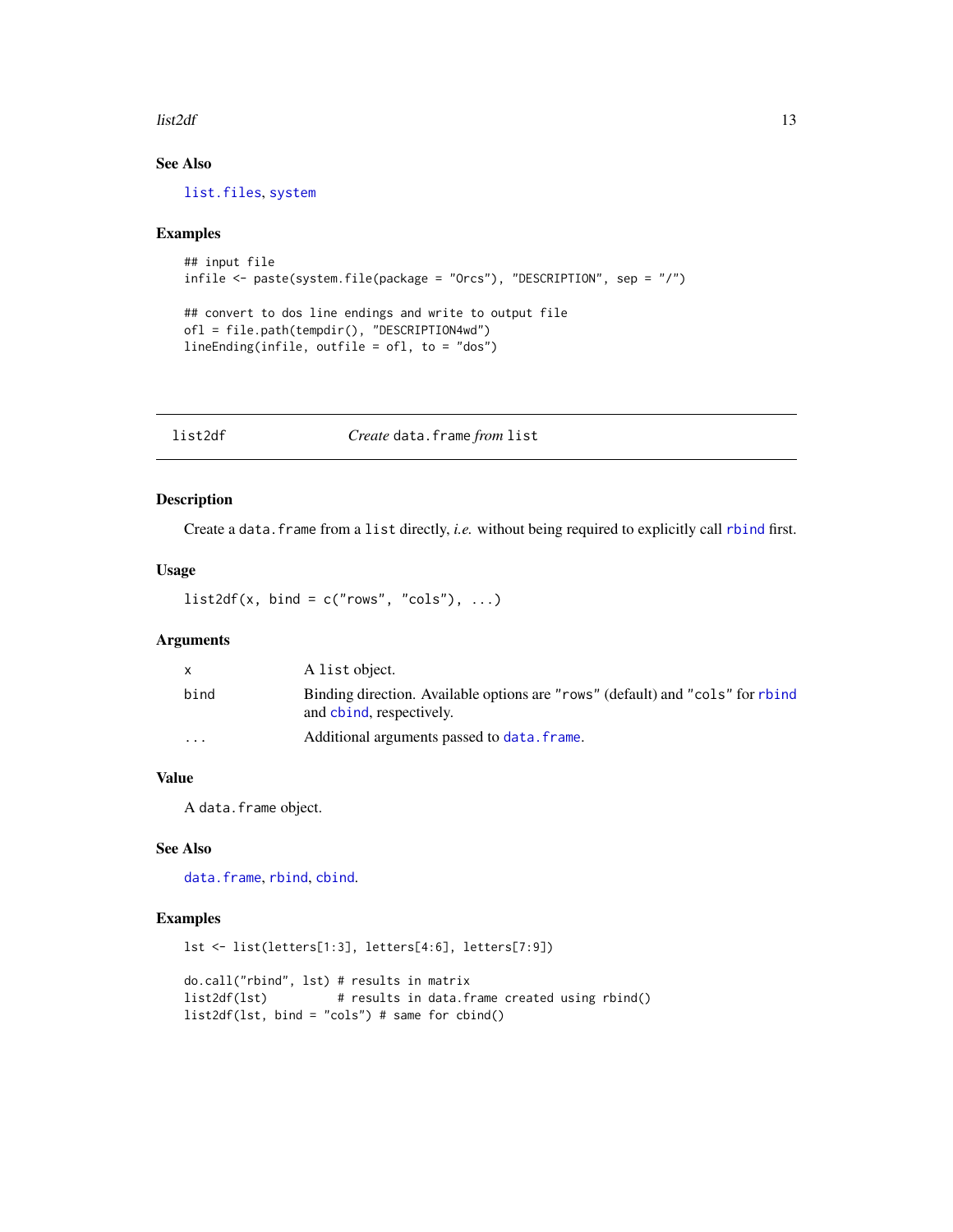## See Also

`list.files`, `system`

## Examples

```
## input file
infile <- paste(system.file(package = "Orcs"), "DESCRIPTION", sep = "/")

## convert to dos line endings and write to output file
ofl = file.path(tempdir(), "DESCRIPTION4wd")
lineEnding(infile, outfile = ofl, to = "dos")
```

---

# list2df — *Create* `data.frame` *from* `list`

---

## Description

Create a `data.frame` from a `list` directly, *i.e.* without being required to explicitly call `rbind` first.

## Usage

```
list2df(x, bind = c("rows", "cols"), ...)
```

## Arguments

| | |
|---|---|
| `x` | A `list` object. |
| `bind` | Binding direction. Available options are `"rows"` (default) and `"cols"` for `rbind` and `cbind`, respectively. |
| `...` | Additional arguments passed to `data.frame`. |

## Value

A `data.frame` object.

## See Also

`data.frame`, `rbind`, `cbind`.

## Examples

```
lst <- list(letters[1:3], letters[4:6], letters[7:9])

do.call("rbind", lst) # results in matrix
list2df(lst)          # results in data.frame created using rbind()
list2df(lst, bind = "cols") # same for cbind()
```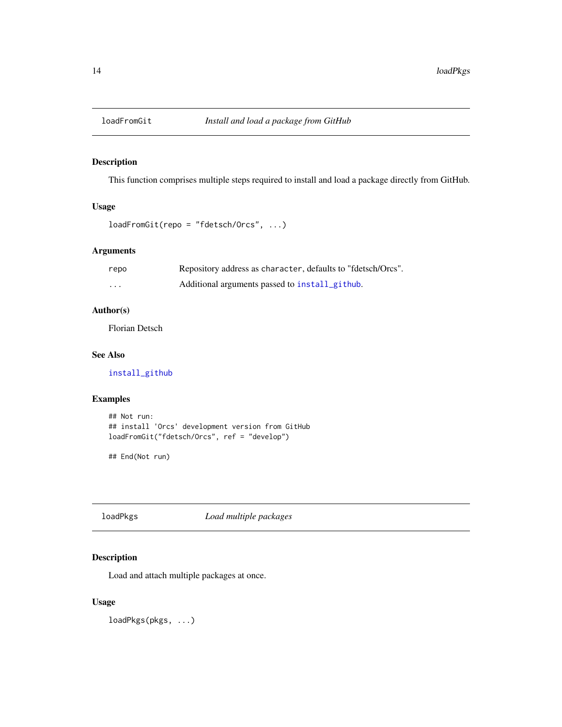## loadFromGit — *Install and load a package from GitHub*

### Description

This function comprises multiple steps required to install and load a package directly from GitHub.

### Usage

```
loadFromGit(repo = "fdetsch/Orcs", ...)
```

### Arguments

| | |
|---|---|
| `repo` | Repository address as `character`, defaults to "fdetsch/Orcs". |
| `...` | Additional arguments passed to `install_github`. |

### Author(s)

Florian Detsch

### See Also

`install_github`

### Examples

```
## Not run:
## install 'Orcs' development version from GitHub
loadFromGit("fdetsch/Orcs", ref = "develop")

## End(Not run)
```

## loadPkgs — *Load multiple packages*

### Description

Load and attach multiple packages at once.

### Usage

```
loadPkgs(pkgs, ...)
```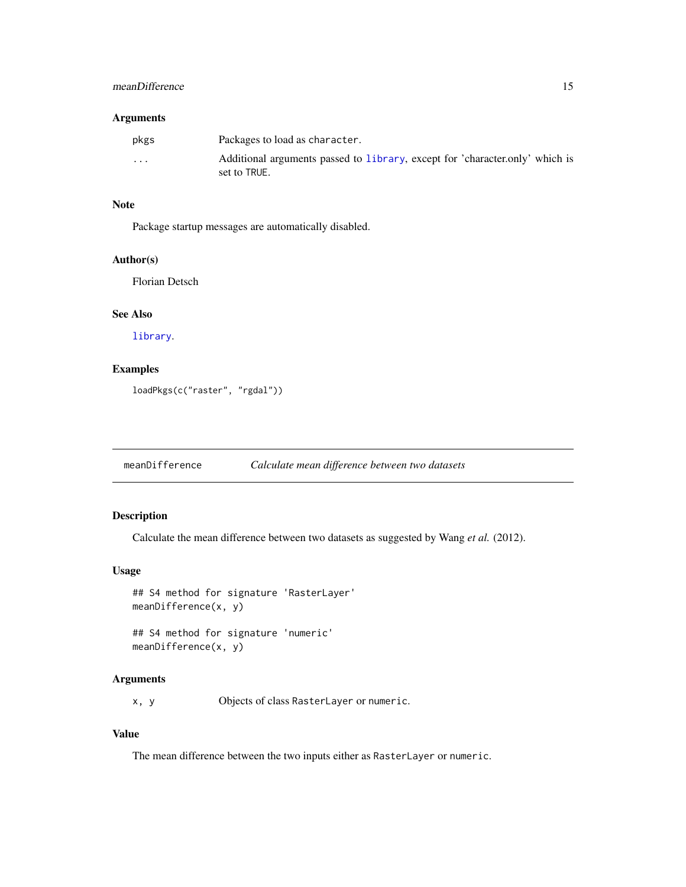### Arguments

| | |
|---|---|
| pkgs | Packages to load as `character`. |
| ... | Additional arguments passed to `library`, except for 'character.only' which is set to `TRUE`. |

### Note

Package startup messages are automatically disabled.

### Author(s)

Florian Detsch

### See Also

`library`.

### Examples

```
loadPkgs(c("raster", "rgdal"))
```

---

## meanDifference — *Calculate mean difference between two datasets*

---

### Description

Calculate the mean difference between two datasets as suggested by Wang *et al.* (2012).

### Usage

```
## S4 method for signature 'RasterLayer'
meanDifference(x, y)

## S4 method for signature 'numeric'
meanDifference(x, y)
```

### Arguments

| | |
|---|---|
| x, y | Objects of class `RasterLayer` or `numeric`. |

### Value

The mean difference between the two inputs either as `RasterLayer` or `numeric`.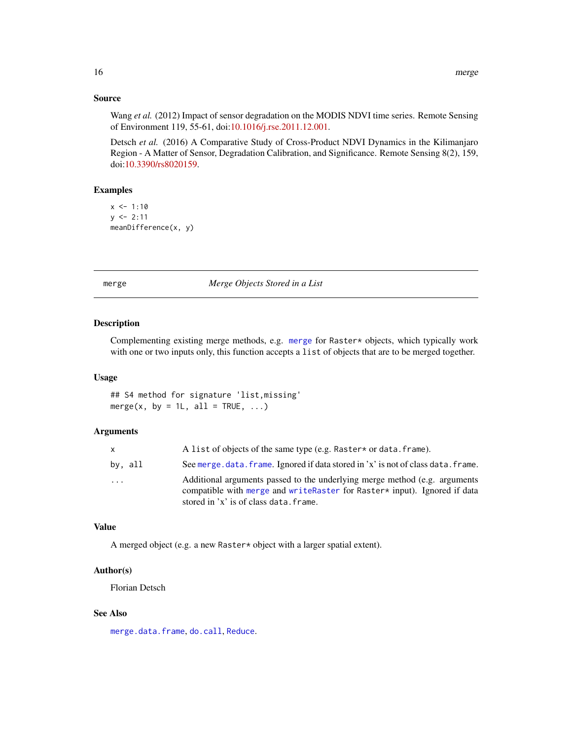### Source

Wang *et al.* (2012) Impact of sensor degradation on the MODIS NDVI time series. Remote Sensing of Environment 119, 55-61, doi:10.1016/j.rse.2011.12.001.

Detsch *et al.* (2016) A Comparative Study of Cross-Product NDVI Dynamics in the Kilimanjaro Region - A Matter of Sensor, Degradation Calibration, and Significance. Remote Sensing 8(2), 159, doi:10.3390/rs8020159.

### Examples

```
x <- 1:10
y <- 2:11
meanDifference(x, y)
```

---

## merge — *Merge Objects Stored in a List*

### Description

Complementing existing merge methods, e.g. `merge` for `Raster*` objects, which typically work with one or two inputs only, this function accepts a `list` of objects that are to be merged together.

### Usage

```
## S4 method for signature 'list,missing'
merge(x, by = 1L, all = TRUE, ...)
```

### Arguments

| | |
|---|---|
| `x` | A `list` of objects of the same type (e.g. `Raster*` or `data.frame`). |
| `by, all` | See `merge.data.frame`. Ignored if data stored in 'x' is not of class `data.frame`. |
| `...` | Additional arguments passed to the underlying merge method (e.g. arguments compatible with `merge` and `writeRaster` for `Raster*` input). Ignored if data stored in 'x' is of class `data.frame`. |

### Value

A merged object (e.g. a new `Raster*` object with a larger spatial extent).

### Author(s)

Florian Detsch

### See Also

`merge.data.frame`, `do.call`, `Reduce`.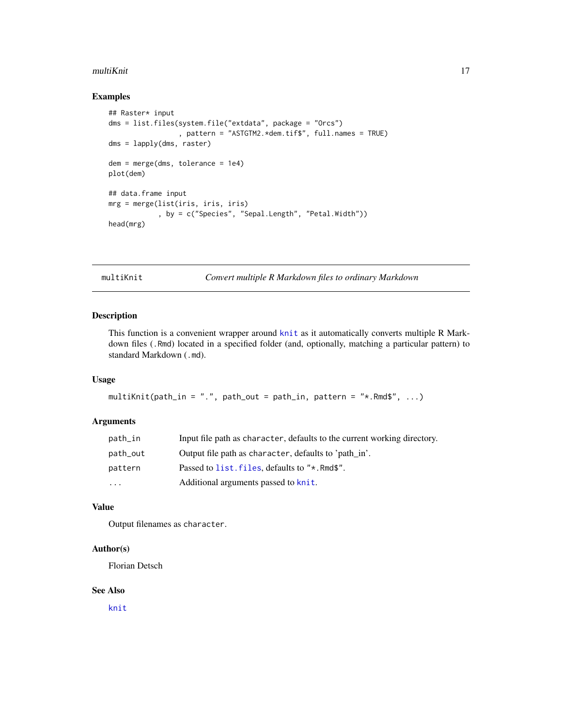### Examples

```
## Raster* input
dms = list.files(system.file("extdata", package = "Orcs")
                 , pattern = "ASTGTM2.*dem.tif$", full.names = TRUE)
dms = lapply(dms, raster)

dem = merge(dms, tolerance = 1e4)
plot(dem)

## data.frame input
mrg = merge(list(iris, iris, iris)
            , by = c("Species", "Sepal.Length", "Petal.Width"))
head(mrg)
```

---

## multiKnit — *Convert multiple R Markdown files to ordinary Markdown*

### Description

This function is a convenient wrapper around `knit` as it automatically converts multiple R Markdown files (`.Rmd`) located in a specified folder (and, optionally, matching a particular pattern) to standard Markdown (`.md`).

### Usage

```
multiKnit(path_in = ".", path_out = path_in, pattern = "*.Rmd$", ...)
```

### Arguments

| | |
|---|---|
| `path_in` | Input file path as `character`, defaults to the current working directory. |
| `path_out` | Output file path as `character`, defaults to 'path_in'. |
| `pattern` | Passed to `list.files`, defaults to `"*.Rmd$"`. |
| `...` | Additional arguments passed to `knit`. |

### Value

Output filenames as `character`.

### Author(s)

Florian Detsch

### See Also

`knit`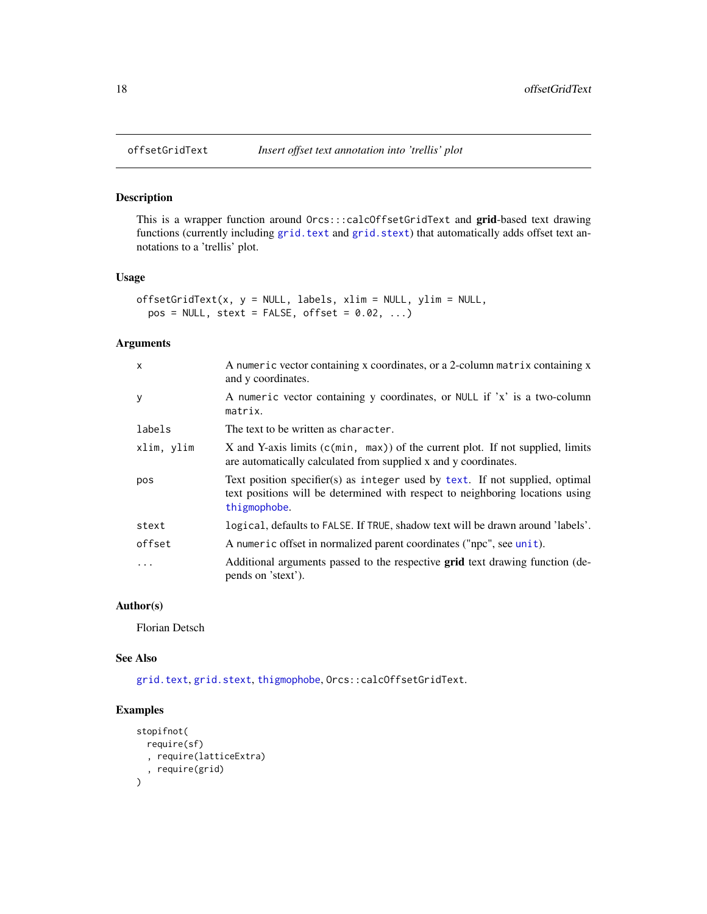offsetGridText    *Insert offset text annotation into 'trellis' plot*

## Description

This is a wrapper function around `Orcs:::calcOffsetGridText` and **grid**-based text drawing functions (currently including `grid.text` and `grid.stext`) that automatically adds offset text annotations to a 'trellis' plot.

## Usage

```
offsetGridText(x, y = NULL, labels, xlim = NULL, ylim = NULL,
  pos = NULL, stext = FALSE, offset = 0.02, ...)
```

## Arguments

| | |
|---|---|
| `x` | A `numeric` vector containing x coordinates, or a 2-column `matrix` containing x and y coordinates. |
| `y` | A `numeric` vector containing y coordinates, or `NULL` if 'x' is a two-column `matrix`. |
| `labels` | The text to be written as `character`. |
| `xlim, ylim` | X and Y-axis limits (`c(min, max)`) of the current plot. If not supplied, limits are automatically calculated from supplied x and y coordinates. |
| `pos` | Text position specifier(s) as `integer` used by `text`. If not supplied, optimal text positions will be determined with respect to neighboring locations using `thigmophobe`. |
| `stext` | `logical`, defaults to `FALSE`. If `TRUE`, shadow text will be drawn around 'labels'. |
| `offset` | A `numeric` offset in normalized parent coordinates ("npc", see `unit`). |
| `...` | Additional arguments passed to the respective **grid** text drawing function (depends on 'stext'). |

## Author(s)

Florian Detsch

## See Also

`grid.text`, `grid.stext`, `thigmophobe`, `Orcs::calcOffsetGridText`.

## Examples

```
stopifnot(
  require(sf)
  , require(latticeExtra)
  , require(grid)
)
```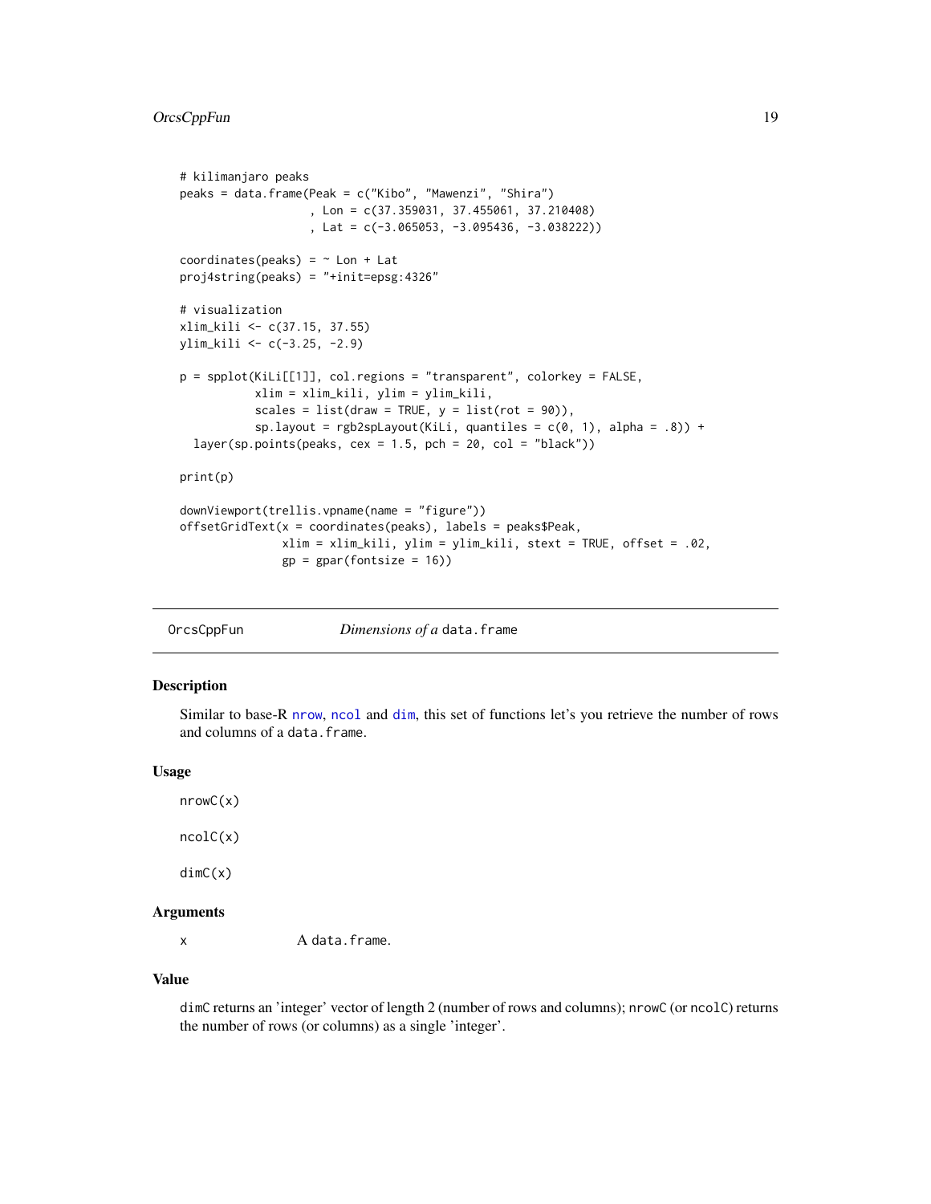```
# kilimanjaro peaks
peaks = data.frame(Peak = c("Kibo", "Mawenzi", "Shira")
                   , Lon = c(37.359031, 37.455061, 37.210408)
                   , Lat = c(-3.065053, -3.095436, -3.038222))

coordinates(peaks) = ~ Lon + Lat
proj4string(peaks) = "+init=epsg:4326"

# visualization
xlim_kili <- c(37.15, 37.55)
ylim_kili <- c(-3.25, -2.9)

p = spplot(KiLi[[1]], col.regions = "transparent", colorkey = FALSE,
           xlim = xlim_kili, ylim = ylim_kili,
           scales = list(draw = TRUE, y = list(rot = 90)),
           sp.layout = rgb2spLayout(KiLi, quantiles = c(0, 1), alpha = .8)) +
  layer(sp.points(peaks, cex = 1.5, pch = 20, col = "black"))

print(p)

downViewport(trellis.vpname(name = "figure"))
offsetGridText(x = coordinates(peaks), labels = peaks$Peak,
               xlim = xlim_kili, ylim = ylim_kili, stext = TRUE, offset = .02,
               gp = gpar(fontsize = 16))
```

---

## OrcsCppFun — *Dimensions of a* `data.frame`

### Description

Similar to base-R `nrow`, `ncol` and `dim`, this set of functions let's you retrieve the number of rows and columns of a `data.frame`.

### Usage

```
nrowC(x)

ncolC(x)

dimC(x)
```

### Arguments

| | |
|---|---|
| x | A `data.frame`. |

### Value

`dimC` returns an 'integer' vector of length 2 (number of rows and columns); `nrowC` (or `ncolC`) returns the number of rows (or columns) as a single 'integer'.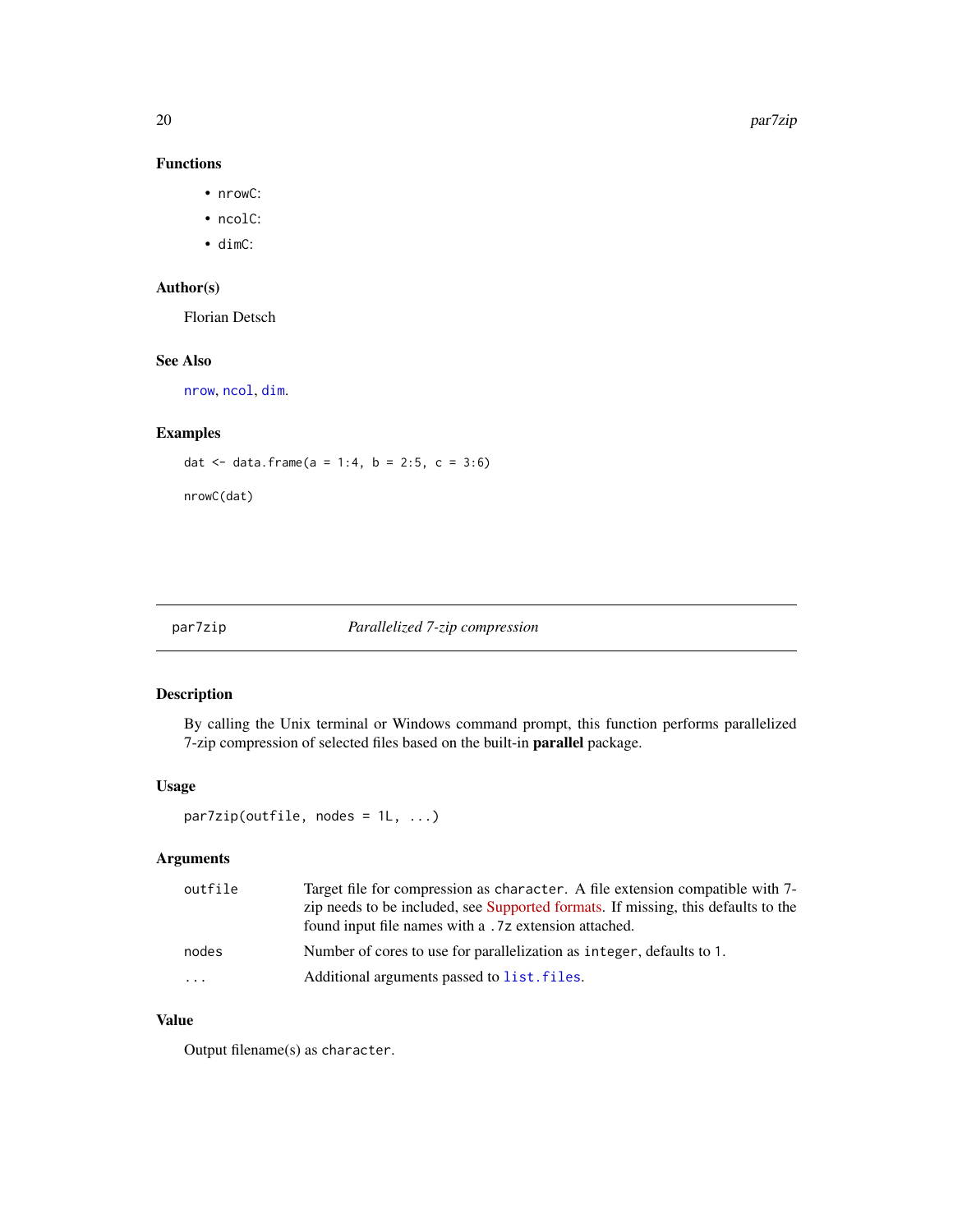### Functions

- `nrowC`:
- `ncolC`:
- `dimC`:

### Author(s)

Florian Detsch

### See Also

`nrow`, `ncol`, `dim`.

### Examples

```
dat <- data.frame(a = 1:4, b = 2:5, c = 3:6)

nrowC(dat)
```

---

## par7zip — *Parallelized 7-zip compression*

---

### Description

By calling the Unix terminal or Windows command prompt, this function performs parallelized 7-zip compression of selected files based on the built-in **parallel** package.

### Usage

```
par7zip(outfile, nodes = 1L, ...)
```

### Arguments

| | |
|---|---|
| `outfile` | Target file for compression as `character`. A file extension compatible with 7-zip needs to be included, see Supported formats. If missing, this defaults to the found input file names with a `.7z` extension attached. |
| `nodes` | Number of cores to use for parallelization as `integer`, defaults to `1`. |
| `...` | Additional arguments passed to `list.files`. |

### Value

Output filename(s) as `character`.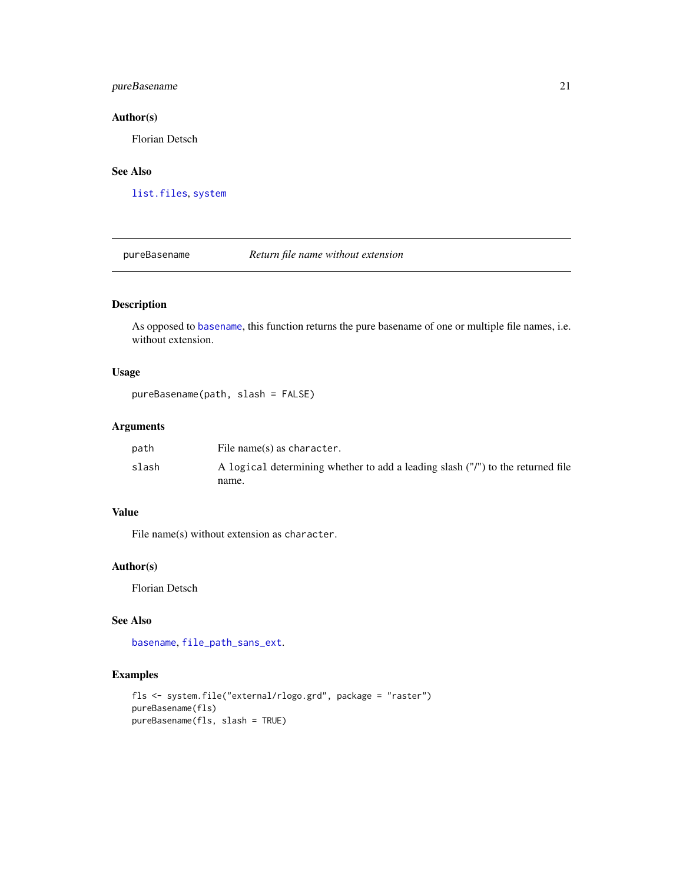### Author(s)

Florian Detsch

### See Also

list.files, system

---

## pureBasename — *Return file name without extension*

### Description

As opposed to basename, this function returns the pure basename of one or multiple file names, i.e. without extension.

### Usage

```
pureBasename(path, slash = FALSE)
```

### Arguments

| | |
|---|---|
| path | File name(s) as character. |
| slash | A logical determining whether to add a leading slash ("/") to the returned file name. |

### Value

File name(s) without extension as character.

### Author(s)

Florian Detsch

### See Also

basename, file_path_sans_ext.

### Examples

```
fls <- system.file("external/rlogo.grd", package = "raster")
pureBasename(fls)
pureBasename(fls, slash = TRUE)
```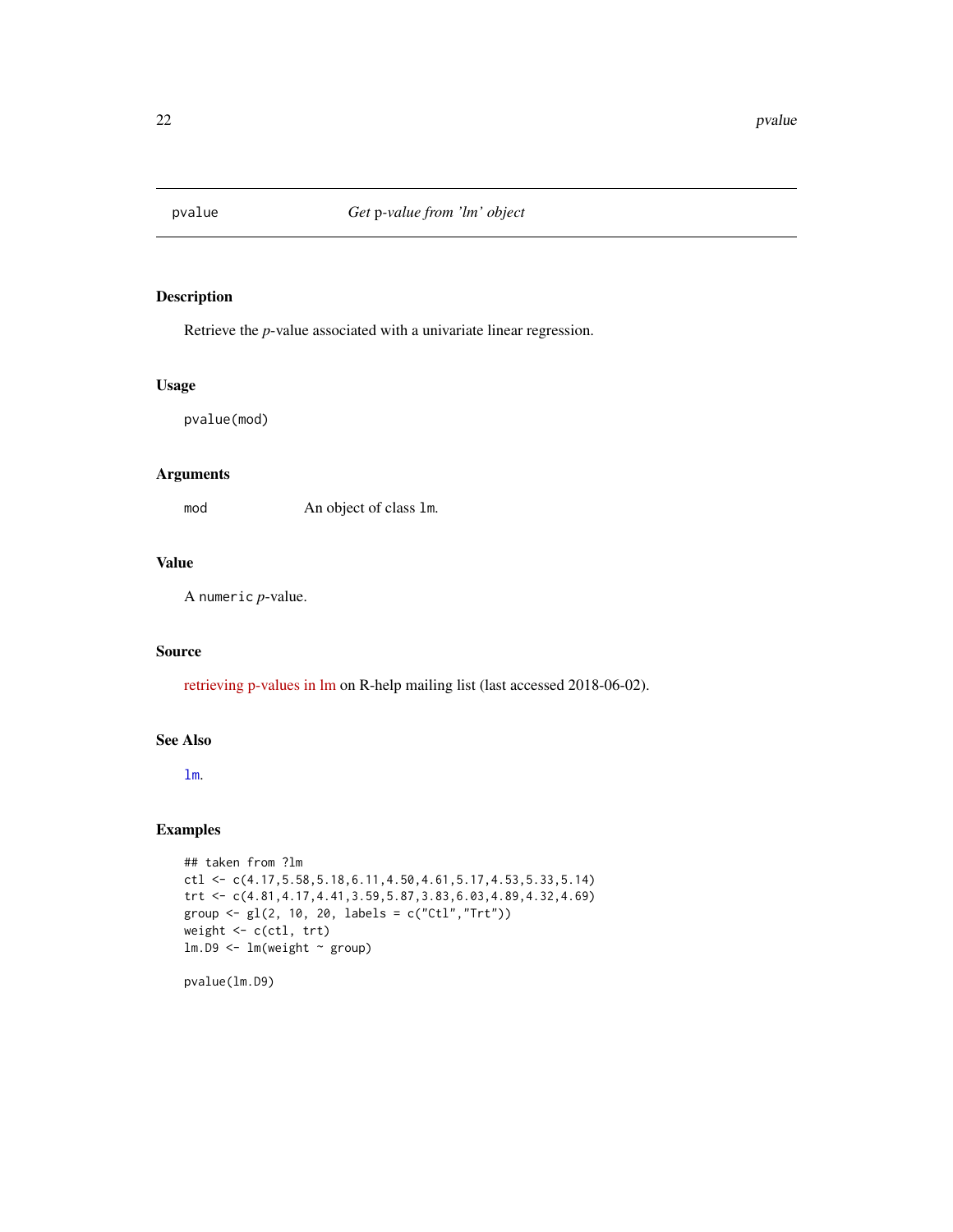## pvalue — *Get p-value from 'lm' object*

### Description

Retrieve the *p*-value associated with a univariate linear regression.

### Usage

```
pvalue(mod)
```

### Arguments

| | |
|---|---|
| mod | An object of class `lm`. |

### Value

A `numeric` *p*-value.

### Source

retrieving p-values in lm on R-help mailing list (last accessed 2018-06-02).

### See Also

`lm`.

### Examples

```
## taken from ?lm
ctl <- c(4.17,5.58,5.18,6.11,4.50,4.61,5.17,4.53,5.33,5.14)
trt <- c(4.81,4.17,4.41,3.59,5.87,3.83,6.03,4.89,4.32,4.69)
group <- gl(2, 10, 20, labels = c("Ctl","Trt"))
weight <- c(ctl, trt)
lm.D9 <- lm(weight ~ group)

pvalue(lm.D9)
```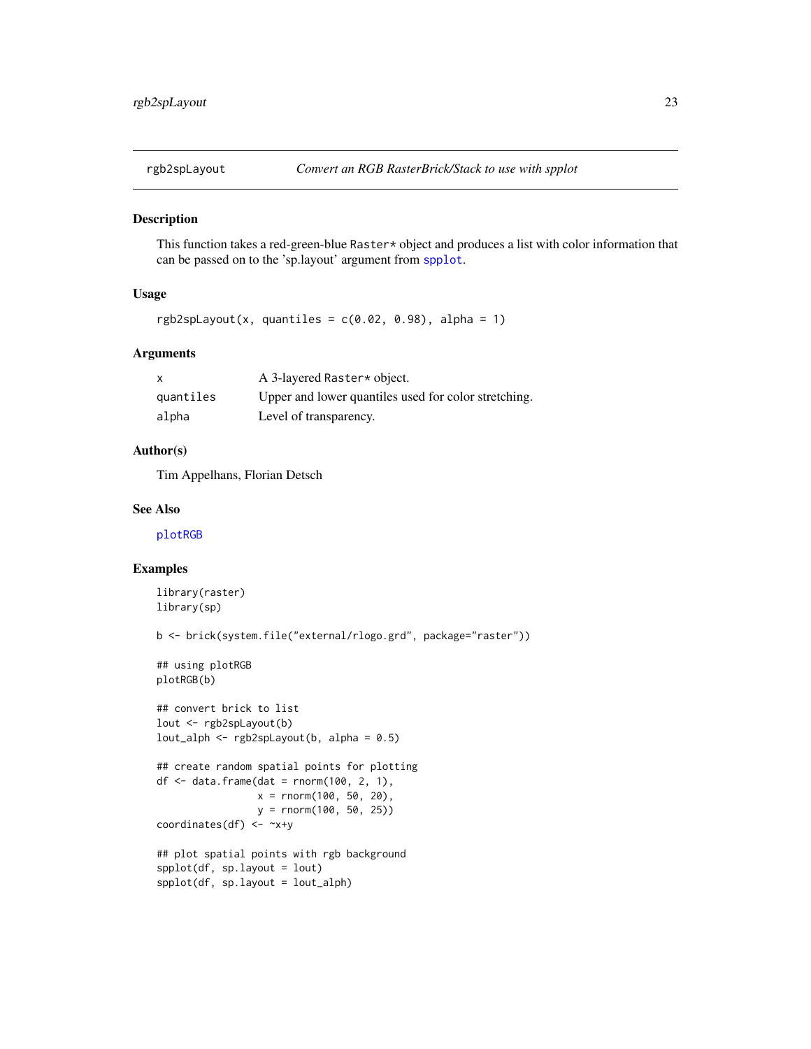## rgb2spLayout — *Convert an RGB RasterBrick/Stack to use with spplot*

### Description

This function takes a red-green-blue `Raster*` object and produces a list with color information that can be passed on to the 'sp.layout' argument from `spplot`.

### Usage

```
rgb2spLayout(x, quantiles = c(0.02, 0.98), alpha = 1)
```

### Arguments

| | |
|---|---|
| `x` | A 3-layered `Raster*` object. |
| `quantiles` | Upper and lower quantiles used for color stretching. |
| `alpha` | Level of transparency. |

### Author(s)

Tim Appelhans, Florian Detsch

### See Also

`plotRGB`

### Examples

```
library(raster)
library(sp)

b <- brick(system.file("external/rlogo.grd", package="raster"))

## using plotRGB
plotRGB(b)

## convert brick to list
lout <- rgb2spLayout(b)
lout_alph <- rgb2spLayout(b, alpha = 0.5)

## create random spatial points for plotting
df <- data.frame(dat = rnorm(100, 2, 1),
                 x = rnorm(100, 50, 20),
                 y = rnorm(100, 50, 25))
coordinates(df) <- ~x+y

## plot spatial points with rgb background
spplot(df, sp.layout = lout)
spplot(df, sp.layout = lout_alph)
```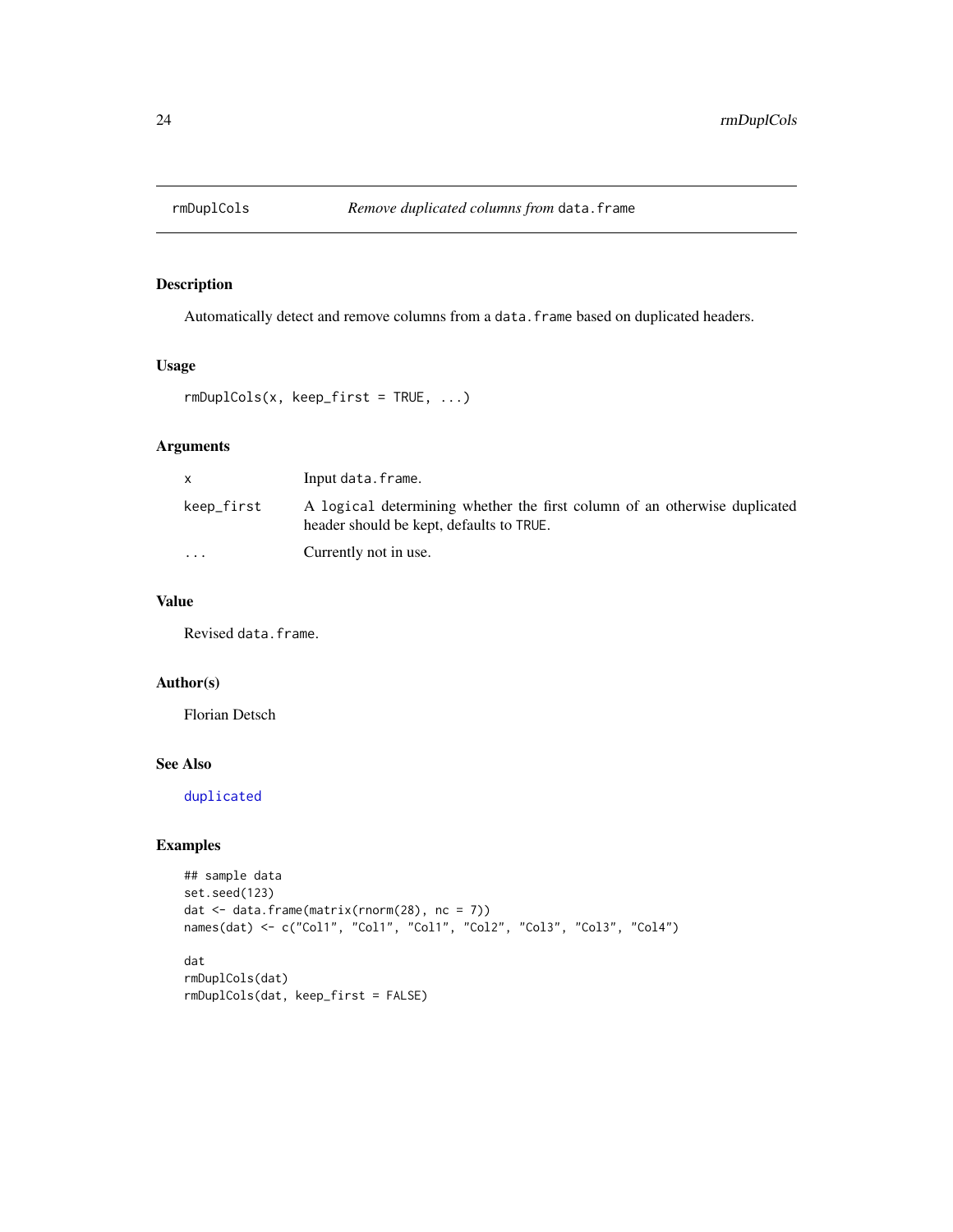# rmDuplCols — *Remove duplicated columns from* `data.frame`

## Description

Automatically detect and remove columns from a `data.frame` based on duplicated headers.

## Usage

```
rmDuplCols(x, keep_first = TRUE, ...)
```

## Arguments

| | |
|---|---|
| `x` | Input `data.frame`. |
| `keep_first` | A `logical` determining whether the first column of an otherwise duplicated header should be kept, defaults to `TRUE`. |
| `...` | Currently not in use. |

## Value

Revised `data.frame`.

## Author(s)

Florian Detsch

## See Also

`duplicated`

## Examples

```
## sample data
set.seed(123)
dat <- data.frame(matrix(rnorm(28), nc = 7))
names(dat) <- c("Col1", "Col1", "Col1", "Col2", "Col3", "Col3", "Col4")

dat
rmDuplCols(dat)
rmDuplCols(dat, keep_first = FALSE)
```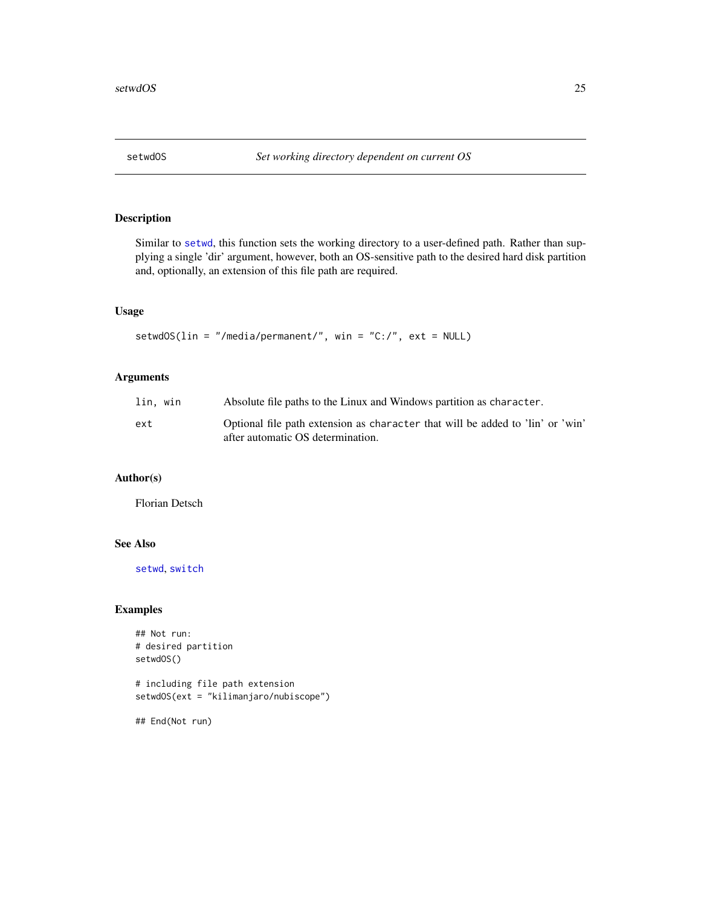# setwdOS *Set working directory dependent on current OS*

## Description

Similar to `setwd`, this function sets the working directory to a user-defined path. Rather than supplying a single 'dir' argument, however, both an OS-sensitive path to the desired hard disk partition and, optionally, an extension of this file path are required.

## Usage

```
setwdOS(lin = "/media/permanent/", win = "C:/", ext = NULL)
```

## Arguments

| | |
|---|---|
| `lin, win` | Absolute file paths to the Linux and Windows partition as `character`. |
| `ext` | Optional file path extension as `character` that will be added to 'lin' or 'win' after automatic OS determination. |

## Author(s)

Florian Detsch

## See Also

`setwd`, `switch`

## Examples

```
## Not run:
# desired partition
setwdOS()

# including file path extension
setwdOS(ext = "kilimanjaro/nubiscope")

## End(Not run)
```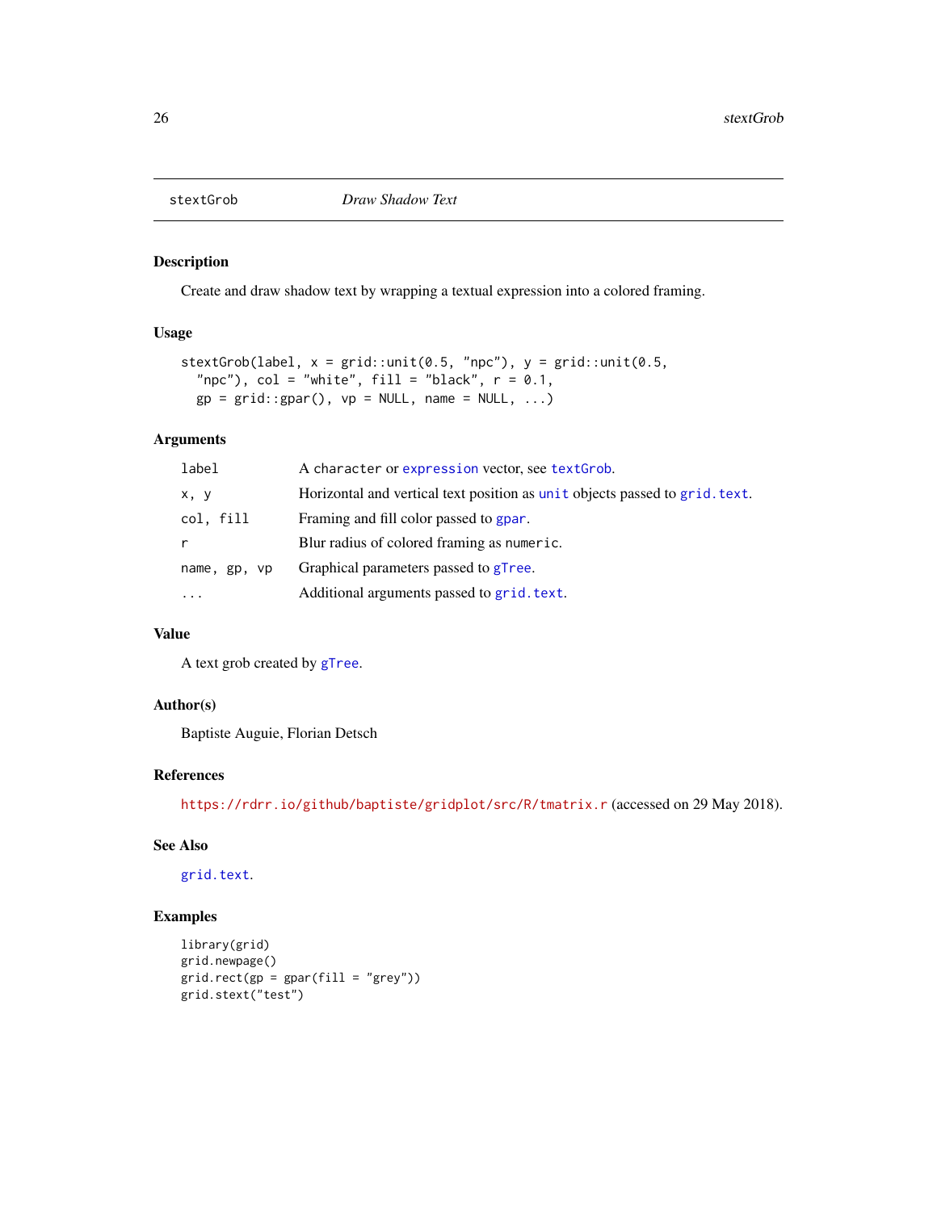# stextGrob — *Draw Shadow Text*

## Description

Create and draw shadow text by wrapping a textual expression into a colored framing.

## Usage

```
stextGrob(label, x = grid::unit(0.5, "npc"), y = grid::unit(0.5,
  "npc"), col = "white", fill = "black", r = 0.1,
  gp = grid::gpar(), vp = NULL, name = NULL, ...)
```

## Arguments

| | |
|---|---|
| `label` | A `character` or `expression` vector, see `textGrob`. |
| `x, y` | Horizontal and vertical text position as `unit` objects passed to `grid.text`. |
| `col, fill` | Framing and fill color passed to `gpar`. |
| `r` | Blur radius of colored framing as `numeric`. |
| `name, gp, vp` | Graphical parameters passed to `gTree`. |
| `...` | Additional arguments passed to `grid.text`. |

## Value

A text grob created by `gTree`.

## Author(s)

Baptiste Auguie, Florian Detsch

## References

https://rdrr.io/github/baptiste/gridplot/src/R/tmatrix.r (accessed on 29 May 2018).

## See Also

`grid.text`.

## Examples

```
library(grid)
grid.newpage()
grid.rect(gp = gpar(fill = "grey"))
grid.stext("test")
```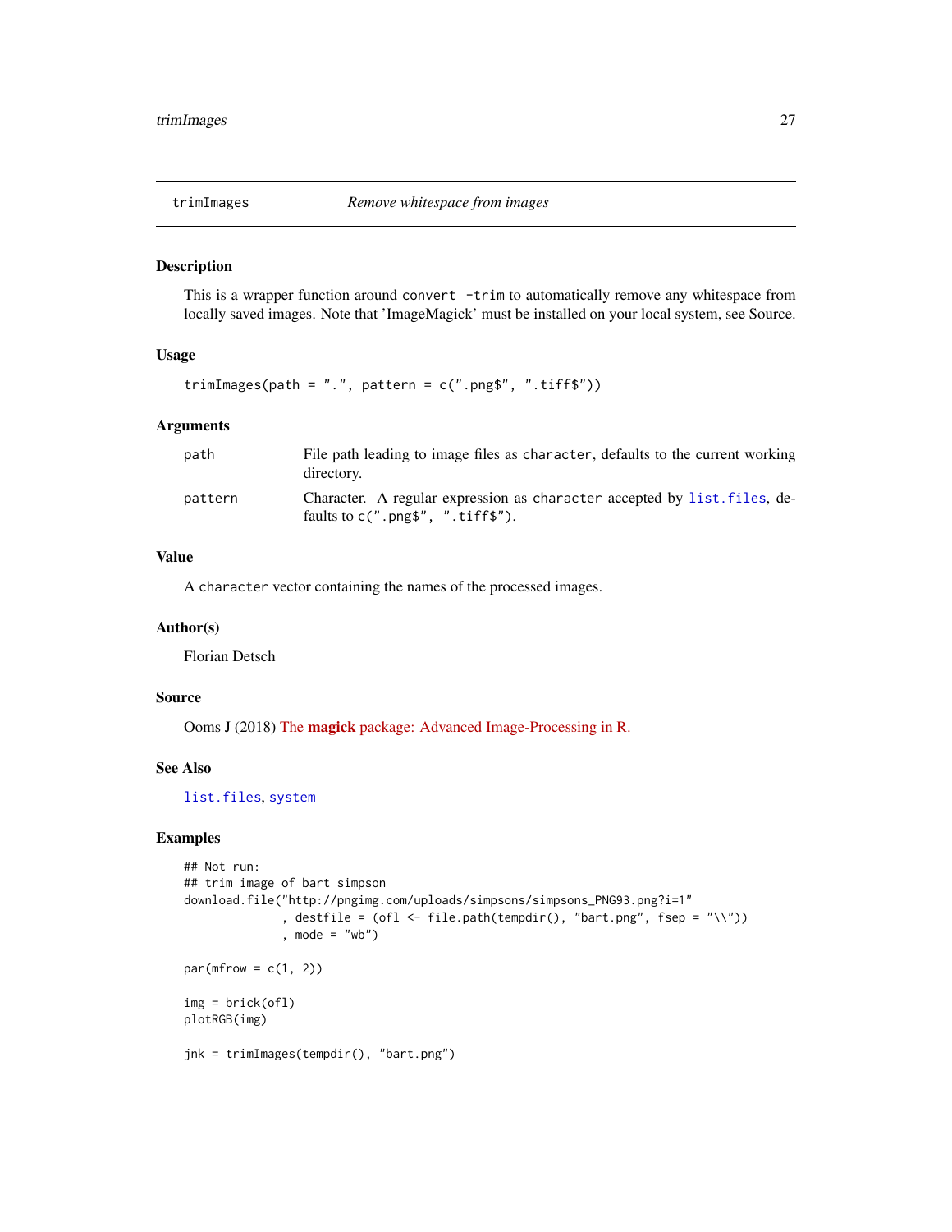## trimImages — *Remove whitespace from images*

### Description

This is a wrapper function around `convert -trim` to automatically remove any whitespace from locally saved images. Note that 'ImageMagick' must be installed on your local system, see Source.

### Usage

```
trimImages(path = ".", pattern = c(".png$", ".tiff$"))
```

### Arguments

| | |
|---|---|
| `path` | File path leading to image files as `character`, defaults to the current working directory. |
| `pattern` | Character. A regular expression as `character` accepted by `list.files`, defaults to `c(".png$", ".tiff$")`. |

### Value

A `character` vector containing the names of the processed images.

### Author(s)

Florian Detsch

### Source

Ooms J (2018) The **magick** package: Advanced Image-Processing in R.

### See Also

`list.files`, `system`

### Examples

```
## Not run:
## trim image of bart simpson
download.file("http://pngimg.com/uploads/simpsons/simpsons_PNG93.png?i=1"
              , destfile = (ofl <- file.path(tempdir(), "bart.png", fsep = "\\"))
              , mode = "wb")

par(mfrow = c(1, 2))

img = brick(ofl)
plotRGB(img)

jnk = trimImages(tempdir(), "bart.png")
```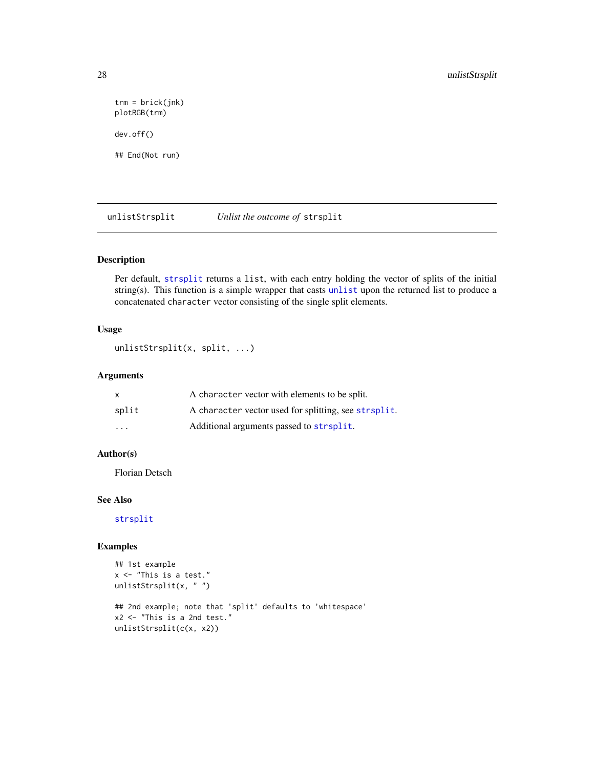```
trm = brick(jnk)
plotRGB(trm)

dev.off()

## End(Not run)
```

---

## unlistStrsplit — *Unlist the outcome of* `strsplit`

### Description

Per default, `strsplit` returns a `list`, with each entry holding the vector of splits of the initial string(s). This function is a simple wrapper that casts `unlist` upon the returned list to produce a concatenated `character` vector consisting of the single split elements.

### Usage

```
unlistStrsplit(x, split, ...)
```

### Arguments

| | |
|---|---|
| `x` | A `character` vector with elements to be split. |
| `split` | A `character` vector used for splitting, see `strsplit`. |
| `...` | Additional arguments passed to `strsplit`. |

### Author(s)

Florian Detsch

### See Also

`strsplit`

### Examples

```
## 1st example
x <- "This is a test."
unlistStrsplit(x, " ")

## 2nd example; note that 'split' defaults to 'whitespace'
x2 <- "This is a 2nd test."
unlistStrsplit(c(x, x2))
```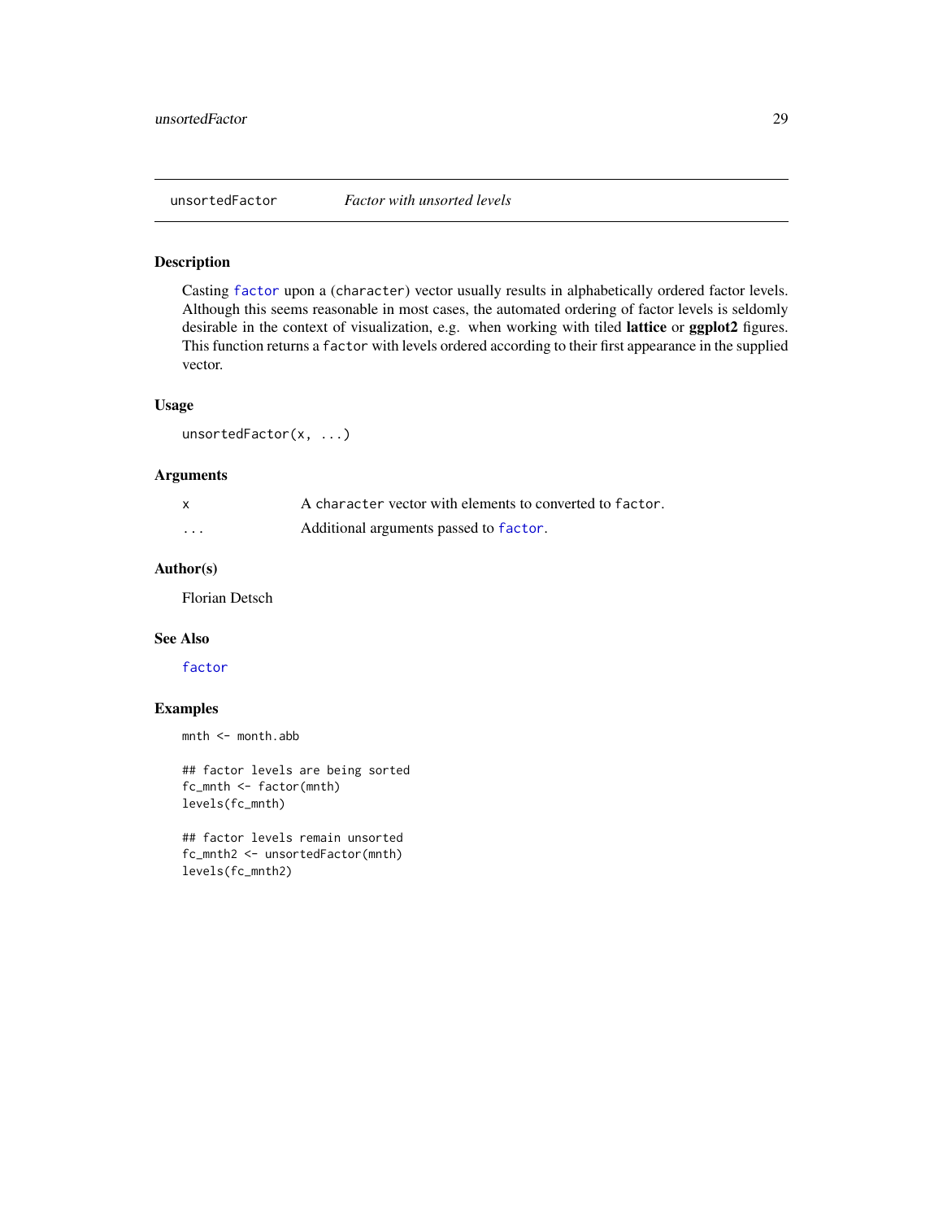## unsortedFactor *Factor with unsorted levels*

### Description

Casting `factor` upon a (`character`) vector usually results in alphabetically ordered factor levels. Although this seems reasonable in most cases, the automated ordering of factor levels is seldomly desirable in the context of visualization, e.g. when working with tiled **lattice** or **ggplot2** figures. This function returns a `factor` with levels ordered according to their first appearance in the supplied vector.

### Usage

```
unsortedFactor(x, ...)
```

### Arguments

| | |
|---|---|
| `x` | A `character` vector with elements to converted to `factor`. |
| `...` | Additional arguments passed to `factor`. |

### Author(s)

Florian Detsch

### See Also

`factor`

### Examples

```
mnth <- month.abb

## factor levels are being sorted
fc_mnth <- factor(mnth)
levels(fc_mnth)

## factor levels remain unsorted
fc_mnth2 <- unsortedFactor(mnth)
levels(fc_mnth2)
```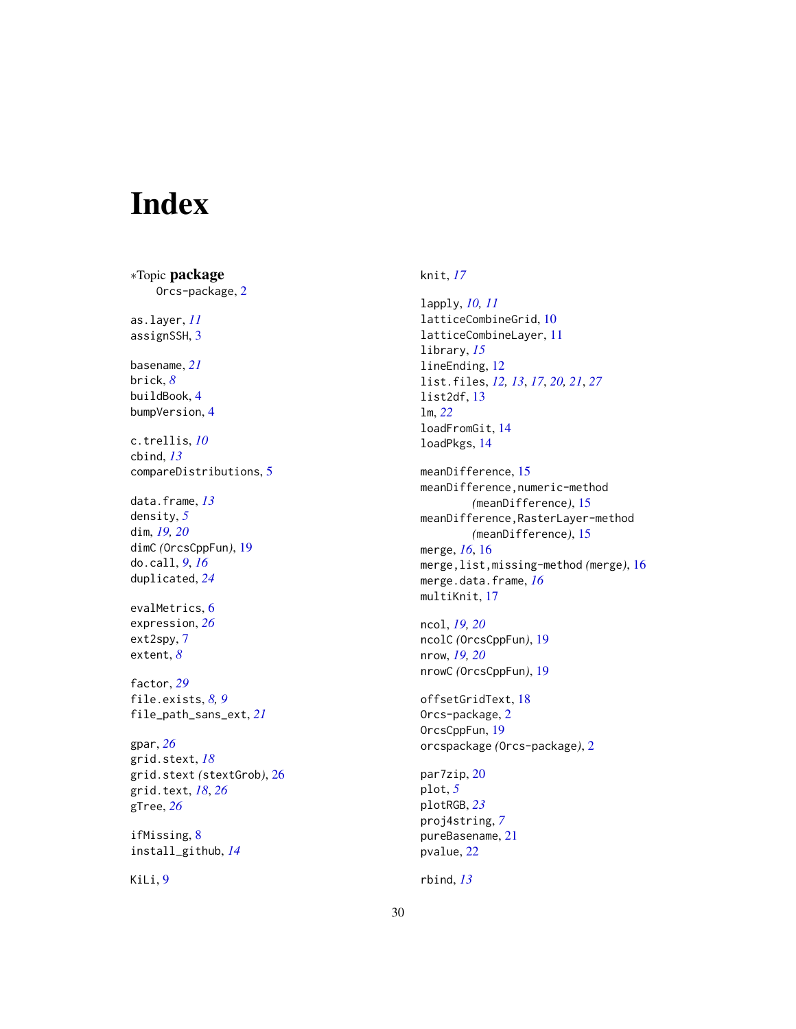# Index

∗Topic **package**
  Orcs-package, 2

as.layer, *11*
assignSSH, 3

basename, *21*
brick, *8*
buildBook, 4
bumpVersion, 4

c.trellis, *10*
cbind, *13*
compareDistributions, 5

data.frame, *13*
density, *5*
dim, *19, 20*
dimC *(*OrcsCppFun*)*, 19
do.call, *9*, *16*
duplicated, *24*

evalMetrics, 6
expression, *26*
ext2spy, 7
extent, *8*

factor, *29*
file.exists, *8, 9*
file_path_sans_ext, *21*

gpar, *26*
grid.stext, *18*
grid.stext *(*stextGrob*)*, 26
grid.text, *18*, *26*
gTree, *26*

ifMissing, 8
install_github, *14*

KiLi, 9

knit, *17*

lapply, *10, 11*
latticeCombineGrid, 10
latticeCombineLayer, 11
library, *15*
lineEnding, 12
list.files, *12, 13*, *17*, *20, 21*, *27*
list2df, 13
lm, *22*
loadFromGit, 14
loadPkgs, 14

meanDifference, 15
meanDifference,numeric-method *(*meanDifference*)*, 15
meanDifference,RasterLayer-method *(*meanDifference*)*, 15
merge, *16*, 16
merge,list,missing-method *(*merge*)*, 16
merge.data.frame, *16*
multiKnit, 17

ncol, *19, 20*
ncolC *(*OrcsCppFun*)*, 19
nrow, *19, 20*
nrowC *(*OrcsCppFun*)*, 19

offsetGridText, 18
Orcs-package, 2
OrcsCppFun, 19
orcspackage *(*Orcs-package*)*, 2

par7zip, 20
plot, *5*
plotRGB, *23*
proj4string, *7*
pureBasename, 21
pvalue, 22

rbind, *13*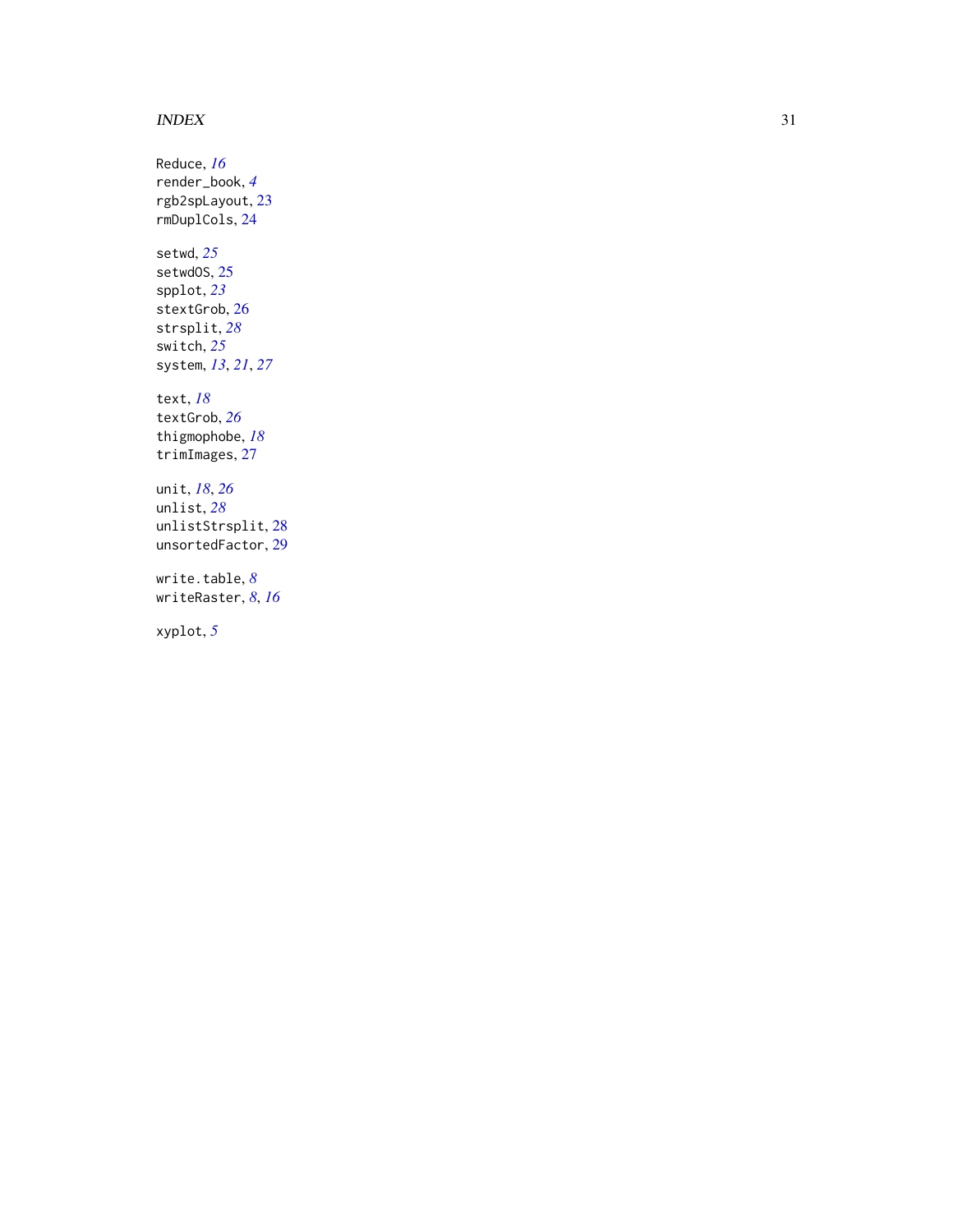Reduce, *16*
render_book, *4*
rgb2spLayout, 23
rmDuplCols, 24

setwd, *25*
setwdOS, 25
spplot, *23*
stextGrob, 26
strsplit, *28*
switch, *25*
system, *13*, *21*, *27*

text, *18*
textGrob, *26*
thigmophobe, *18*
trimImages, 27

unit, *18*, *26*
unlist, *28*
unlistStrsplit, 28
unsortedFactor, 29

write.table, *8*
writeRaster, *8*, *16*

xyplot, *5*